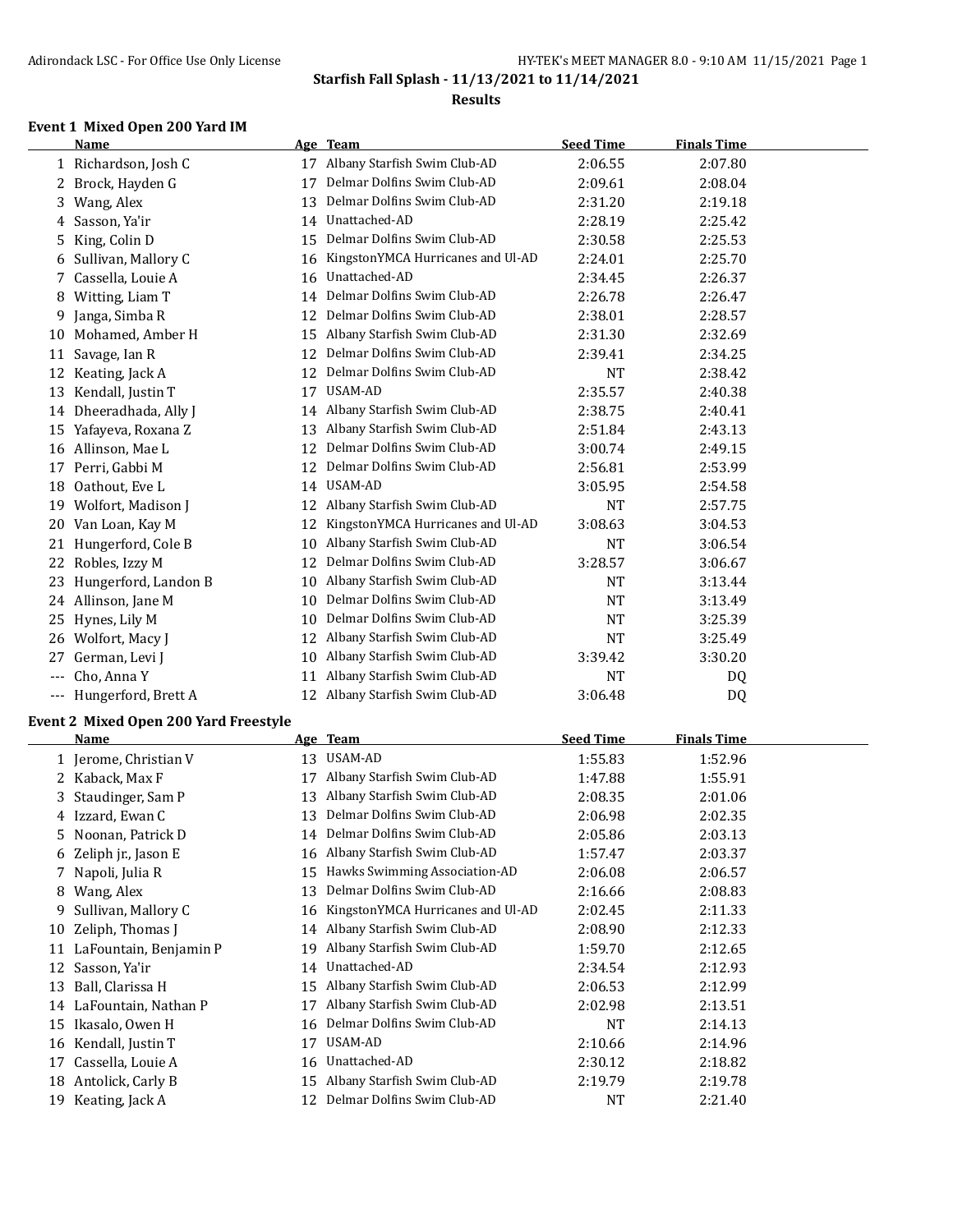# Starfish Fall Splash - 11/13/2021 to 11/14/2021

## Results

### Event 1 Mixed Open 200 Yard IM

| | Name | Age | Team | Seed Time | Finals Time |
|---|---|---|---|---|---|
| 1 | Richardson, Josh C | 17 | Albany Starfish Swim Club-AD | 2:06.55 | 2:07.80 |
| 2 | Brock, Hayden G | 17 | Delmar Dolfins Swim Club-AD | 2:09.61 | 2:08.04 |
| 3 | Wang, Alex | 13 | Delmar Dolfins Swim Club-AD | 2:31.20 | 2:19.18 |
| 4 | Sasson, Ya'ir | 14 | Unattached-AD | 2:28.19 | 2:25.42 |
| 5 | King, Colin D | 15 | Delmar Dolfins Swim Club-AD | 2:30.58 | 2:25.53 |
| 6 | Sullivan, Mallory C | 16 | KingstonYMCA Hurricanes and Ul-AD | 2:24.01 | 2:25.70 |
| 7 | Cassella, Louie A | 16 | Unattached-AD | 2:34.45 | 2:26.37 |
| 8 | Witting, Liam T | 14 | Delmar Dolfins Swim Club-AD | 2:26.78 | 2:26.47 |
| 9 | Janga, Simba R | 12 | Delmar Dolfins Swim Club-AD | 2:38.01 | 2:28.57 |
| 10 | Mohamed, Amber H | 15 | Albany Starfish Swim Club-AD | 2:31.30 | 2:32.69 |
| 11 | Savage, Ian R | 12 | Delmar Dolfins Swim Club-AD | 2:39.41 | 2:34.25 |
| 12 | Keating, Jack A | 12 | Delmar Dolfins Swim Club-AD | NT | 2:38.42 |
| 13 | Kendall, Justin T | 17 | USAM-AD | 2:35.57 | 2:40.38 |
| 14 | Dheeradhada, Ally J | 14 | Albany Starfish Swim Club-AD | 2:38.75 | 2:40.41 |
| 15 | Yafayeva, Roxana Z | 13 | Albany Starfish Swim Club-AD | 2:51.84 | 2:43.13 |
| 16 | Allinson, Mae L | 12 | Delmar Dolfins Swim Club-AD | 3:00.74 | 2:49.15 |
| 17 | Perri, Gabbi M | 12 | Delmar Dolfins Swim Club-AD | 2:56.81 | 2:53.99 |
| 18 | Oathout, Eve L | 14 | USAM-AD | 3:05.95 | 2:54.58 |
| 19 | Wolfort, Madison J | 12 | Albany Starfish Swim Club-AD | NT | 2:57.75 |
| 20 | Van Loan, Kay M | 12 | KingstonYMCA Hurricanes and Ul-AD | 3:08.63 | 3:04.53 |
| 21 | Hungerford, Cole B | 10 | Albany Starfish Swim Club-AD | NT | 3:06.54 |
| 22 | Robles, Izzy M | 12 | Delmar Dolfins Swim Club-AD | 3:28.57 | 3:06.67 |
| 23 | Hungerford, Landon B | 10 | Albany Starfish Swim Club-AD | NT | 3:13.44 |
| 24 | Allinson, Jane M | 10 | Delmar Dolfins Swim Club-AD | NT | 3:13.49 |
| 25 | Hynes, Lily M | 10 | Delmar Dolfins Swim Club-AD | NT | 3:25.39 |
| 26 | Wolfort, Macy J | 12 | Albany Starfish Swim Club-AD | NT | 3:25.49 |
| 27 | German, Levi J | 10 | Albany Starfish Swim Club-AD | 3:39.42 | 3:30.20 |
| --- | Cho, Anna Y | 11 | Albany Starfish Swim Club-AD | NT | DQ |
| --- | Hungerford, Brett A | 12 | Albany Starfish Swim Club-AD | 3:06.48 | DQ |

### Event 2 Mixed Open 200 Yard Freestyle

| | Name | Age | Team | Seed Time | Finals Time |
|---|---|---|---|---|---|
| 1 | Jerome, Christian V | 13 | USAM-AD | 1:55.83 | 1:52.96 |
| 2 | Kaback, Max F | 17 | Albany Starfish Swim Club-AD | 1:47.88 | 1:55.91 |
| 3 | Staudinger, Sam P | 13 | Albany Starfish Swim Club-AD | 2:08.35 | 2:01.06 |
| 4 | Izzard, Ewan C | 13 | Delmar Dolfins Swim Club-AD | 2:06.98 | 2:02.35 |
| 5 | Noonan, Patrick D | 14 | Delmar Dolfins Swim Club-AD | 2:05.86 | 2:03.13 |
| 6 | Zeliph jr., Jason E | 16 | Albany Starfish Swim Club-AD | 1:57.47 | 2:03.37 |
| 7 | Napoli, Julia R | 15 | Hawks Swimming Association-AD | 2:06.08 | 2:06.57 |
| 8 | Wang, Alex | 13 | Delmar Dolfins Swim Club-AD | 2:16.66 | 2:08.83 |
| 9 | Sullivan, Mallory C | 16 | KingstonYMCA Hurricanes and Ul-AD | 2:02.45 | 2:11.33 |
| 10 | Zeliph, Thomas J | 14 | Albany Starfish Swim Club-AD | 2:08.90 | 2:12.33 |
| 11 | LaFountain, Benjamin P | 19 | Albany Starfish Swim Club-AD | 1:59.70 | 2:12.65 |
| 12 | Sasson, Ya'ir | 14 | Unattached-AD | 2:34.54 | 2:12.93 |
| 13 | Ball, Clarissa H | 15 | Albany Starfish Swim Club-AD | 2:06.53 | 2:12.99 |
| 14 | LaFountain, Nathan P | 17 | Albany Starfish Swim Club-AD | 2:02.98 | 2:13.51 |
| 15 | Ikasalo, Owen H | 16 | Delmar Dolfins Swim Club-AD | NT | 2:14.13 |
| 16 | Kendall, Justin T | 17 | USAM-AD | 2:10.66 | 2:14.96 |
| 17 | Cassella, Louie A | 16 | Unattached-AD | 2:30.12 | 2:18.82 |
| 18 | Antolick, Carly B | 15 | Albany Starfish Swim Club-AD | 2:19.79 | 2:19.78 |
| 19 | Keating, Jack A | 12 | Delmar Dolfins Swim Club-AD | NT | 2:21.40 |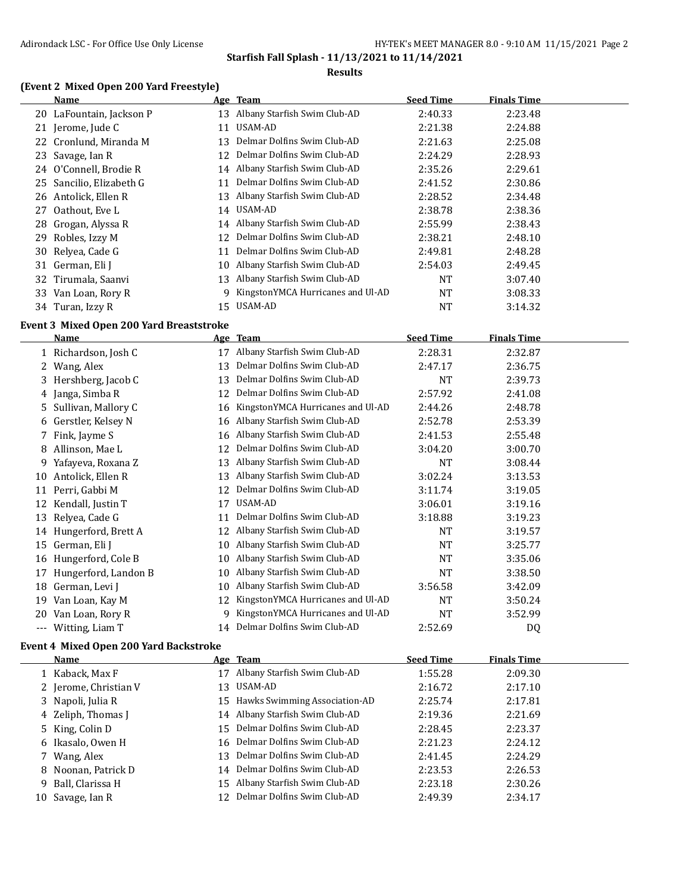**Starfish Fall Splash - 11/13/2021 to 11/14/2021**

**Results**

### (Event 2 Mixed Open 200 Yard Freestyle)

| | Name | Age | Team | Seed Time | Finals Time |
|---|---|---|---|---|---|
| 20 | LaFountain, Jackson P | 13 | Albany Starfish Swim Club-AD | 2:40.33 | 2:23.48 |
| 21 | Jerome, Jude C | 11 | USAM-AD | 2:21.38 | 2:24.88 |
| 22 | Cronlund, Miranda M | 13 | Delmar Dolfins Swim Club-AD | 2:21.63 | 2:25.08 |
| 23 | Savage, Ian R | 12 | Delmar Dolfins Swim Club-AD | 2:24.29 | 2:28.93 |
| 24 | O'Connell, Brodie R | 14 | Albany Starfish Swim Club-AD | 2:35.26 | 2:29.61 |
| 25 | Sancilio, Elizabeth G | 11 | Delmar Dolfins Swim Club-AD | 2:41.52 | 2:30.86 |
| 26 | Antolick, Ellen R | 13 | Albany Starfish Swim Club-AD | 2:28.52 | 2:34.48 |
| 27 | Oathout, Eve L | 14 | USAM-AD | 2:38.78 | 2:38.36 |
| 28 | Grogan, Alyssa R | 14 | Albany Starfish Swim Club-AD | 2:55.99 | 2:38.43 |
| 29 | Robles, Izzy M | 12 | Delmar Dolfins Swim Club-AD | 2:38.21 | 2:48.10 |
| 30 | Relyea, Cade G | 11 | Delmar Dolfins Swim Club-AD | 2:49.81 | 2:48.28 |
| 31 | German, Eli J | 10 | Albany Starfish Swim Club-AD | 2:54.03 | 2:49.45 |
| 32 | Tirumala, Saanvi | 13 | Albany Starfish Swim Club-AD | NT | 3:07.40 |
| 33 | Van Loan, Rory R | 9 | KingstonYMCA Hurricanes and Ul-AD | NT | 3:08.33 |
| 34 | Turan, Izzy R | 15 | USAM-AD | NT | 3:14.32 |

### Event 3 Mixed Open 200 Yard Breaststroke

| | Name | Age | Team | Seed Time | Finals Time |
|---|---|---|---|---|---|
| 1 | Richardson, Josh C | 17 | Albany Starfish Swim Club-AD | 2:28.31 | 2:32.87 |
| 2 | Wang, Alex | 13 | Delmar Dolfins Swim Club-AD | 2:47.17 | 2:36.75 |
| 3 | Hershberg, Jacob C | 13 | Delmar Dolfins Swim Club-AD | NT | 2:39.73 |
| 4 | Janga, Simba R | 12 | Delmar Dolfins Swim Club-AD | 2:57.92 | 2:41.08 |
| 5 | Sullivan, Mallory C | 16 | KingstonYMCA Hurricanes and Ul-AD | 2:44.26 | 2:48.78 |
| 6 | Gerstler, Kelsey N | 16 | Albany Starfish Swim Club-AD | 2:52.78 | 2:53.39 |
| 7 | Fink, Jayme S | 16 | Albany Starfish Swim Club-AD | 2:41.53 | 2:55.48 |
| 8 | Allinson, Mae L | 12 | Delmar Dolfins Swim Club-AD | 3:04.20 | 3:00.70 |
| 9 | Yafayeva, Roxana Z | 13 | Albany Starfish Swim Club-AD | NT | 3:08.44 |
| 10 | Antolick, Ellen R | 13 | Albany Starfish Swim Club-AD | 3:02.24 | 3:13.53 |
| 11 | Perri, Gabbi M | 12 | Delmar Dolfins Swim Club-AD | 3:11.74 | 3:19.05 |
| 12 | Kendall, Justin T | 17 | USAM-AD | 3:06.01 | 3:19.16 |
| 13 | Relyea, Cade G | 11 | Delmar Dolfins Swim Club-AD | 3:18.88 | 3:19.23 |
| 14 | Hungerford, Brett A | 12 | Albany Starfish Swim Club-AD | NT | 3:19.57 |
| 15 | German, Eli J | 10 | Albany Starfish Swim Club-AD | NT | 3:25.77 |
| 16 | Hungerford, Cole B | 10 | Albany Starfish Swim Club-AD | NT | 3:35.06 |
| 17 | Hungerford, Landon B | 10 | Albany Starfish Swim Club-AD | NT | 3:38.50 |
| 18 | German, Levi J | 10 | Albany Starfish Swim Club-AD | 3:56.58 | 3:42.09 |
| 19 | Van Loan, Kay M | 12 | KingstonYMCA Hurricanes and Ul-AD | NT | 3:50.24 |
| 20 | Van Loan, Rory R | 9 | KingstonYMCA Hurricanes and Ul-AD | NT | 3:52.99 |
| --- | Witting, Liam T | 14 | Delmar Dolfins Swim Club-AD | 2:52.69 | DQ |

### Event 4 Mixed Open 200 Yard Backstroke

| | Name | Age | Team | Seed Time | Finals Time |
|---|---|---|---|---|---|
| 1 | Kaback, Max F | 17 | Albany Starfish Swim Club-AD | 1:55.28 | 2:09.30 |
| 2 | Jerome, Christian V | 13 | USAM-AD | 2:16.72 | 2:17.10 |
| 3 | Napoli, Julia R | 15 | Hawks Swimming Association-AD | 2:25.74 | 2:17.81 |
| 4 | Zeliph, Thomas J | 14 | Albany Starfish Swim Club-AD | 2:19.36 | 2:21.69 |
| 5 | King, Colin D | 15 | Delmar Dolfins Swim Club-AD | 2:28.45 | 2:23.37 |
| 6 | Ikasalo, Owen H | 16 | Delmar Dolfins Swim Club-AD | 2:21.23 | 2:24.12 |
| 7 | Wang, Alex | 13 | Delmar Dolfins Swim Club-AD | 2:41.45 | 2:24.29 |
| 8 | Noonan, Patrick D | 14 | Delmar Dolfins Swim Club-AD | 2:23.53 | 2:26.53 |
| 9 | Ball, Clarissa H | 15 | Albany Starfish Swim Club-AD | 2:23.18 | 2:30.26 |
| 10 | Savage, Ian R | 12 | Delmar Dolfins Swim Club-AD | 2:49.39 | 2:34.17 |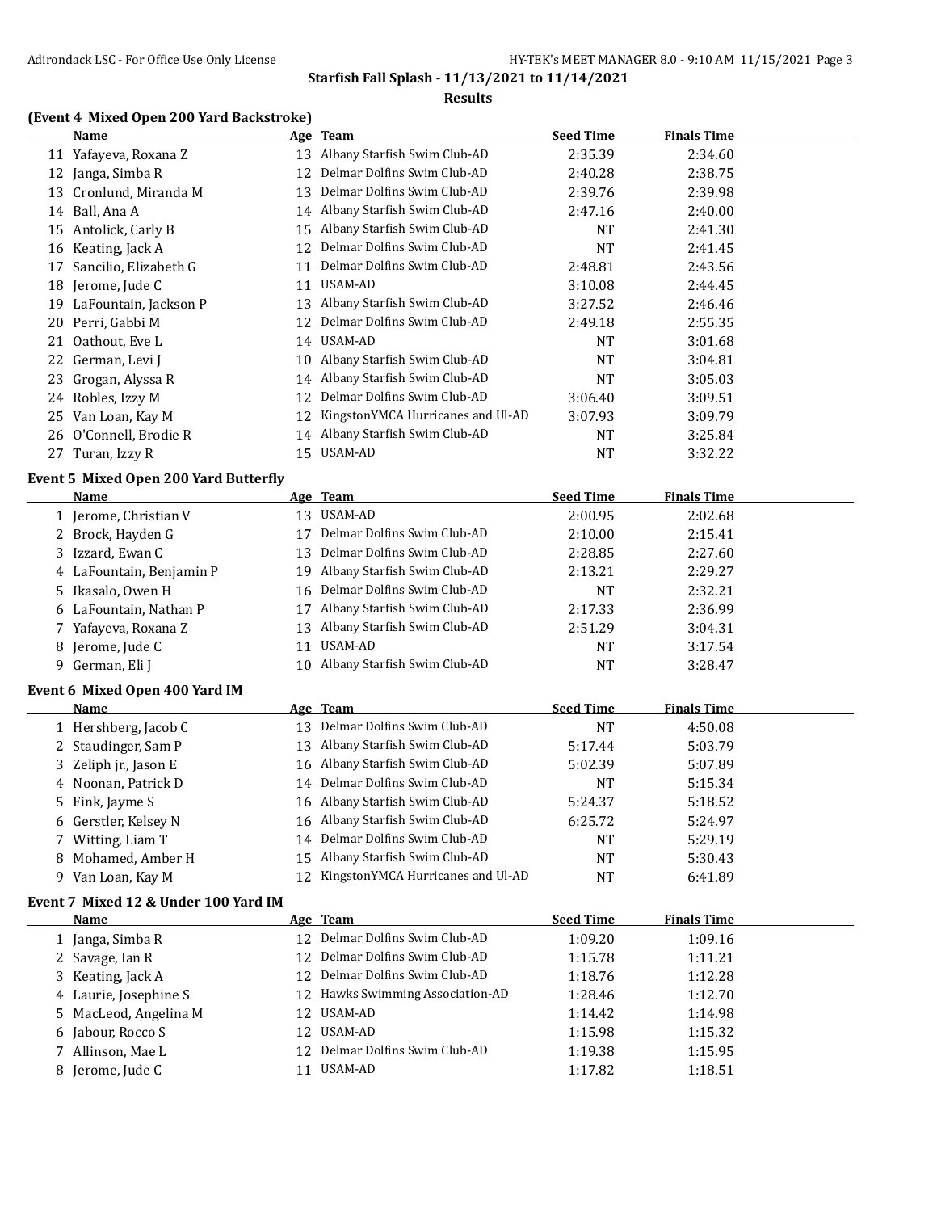## Starfish Fall Splash - 11/13/2021 to 11/14/2021

### Results

### (Event 4 Mixed Open 200 Yard Backstroke)

| | Name | Age | Team | Seed Time | Finals Time |
|---|---|---|---|---|---|
| 11 | Yafayeva, Roxana Z | 13 | Albany Starfish Swim Club-AD | 2:35.39 | 2:34.60 |
| 12 | Janga, Simba R | 12 | Delmar Dolfins Swim Club-AD | 2:40.28 | 2:38.75 |
| 13 | Cronlund, Miranda M | 13 | Delmar Dolfins Swim Club-AD | 2:39.76 | 2:39.98 |
| 14 | Ball, Ana A | 14 | Albany Starfish Swim Club-AD | 2:47.16 | 2:40.00 |
| 15 | Antolick, Carly B | 15 | Albany Starfish Swim Club-AD | NT | 2:41.30 |
| 16 | Keating, Jack A | 12 | Delmar Dolfins Swim Club-AD | NT | 2:41.45 |
| 17 | Sancilio, Elizabeth G | 11 | Delmar Dolfins Swim Club-AD | 2:48.81 | 2:43.56 |
| 18 | Jerome, Jude C | 11 | USAM-AD | 3:10.08 | 2:44.45 |
| 19 | LaFountain, Jackson P | 13 | Albany Starfish Swim Club-AD | 3:27.52 | 2:46.46 |
| 20 | Perri, Gabbi M | 12 | Delmar Dolfins Swim Club-AD | 2:49.18 | 2:55.35 |
| 21 | Oathout, Eve L | 14 | USAM-AD | NT | 3:01.68 |
| 22 | German, Levi J | 10 | Albany Starfish Swim Club-AD | NT | 3:04.81 |
| 23 | Grogan, Alyssa R | 14 | Albany Starfish Swim Club-AD | NT | 3:05.03 |
| 24 | Robles, Izzy M | 12 | Delmar Dolfins Swim Club-AD | 3:06.40 | 3:09.51 |
| 25 | Van Loan, Kay M | 12 | KingstonYMCA Hurricanes and Ul-AD | 3:07.93 | 3:09.79 |
| 26 | O'Connell, Brodie R | 14 | Albany Starfish Swim Club-AD | NT | 3:25.84 |
| 27 | Turan, Izzy R | 15 | USAM-AD | NT | 3:32.22 |

### Event 5 Mixed Open 200 Yard Butterfly

| | Name | Age | Team | Seed Time | Finals Time |
|---|---|---|---|---|---|
| 1 | Jerome, Christian V | 13 | USAM-AD | 2:00.95 | 2:02.68 |
| 2 | Brock, Hayden G | 17 | Delmar Dolfins Swim Club-AD | 2:10.00 | 2:15.41 |
| 3 | Izzard, Ewan C | 13 | Delmar Dolfins Swim Club-AD | 2:28.85 | 2:27.60 |
| 4 | LaFountain, Benjamin P | 19 | Albany Starfish Swim Club-AD | 2:13.21 | 2:29.27 |
| 5 | Ikasalo, Owen H | 16 | Delmar Dolfins Swim Club-AD | NT | 2:32.21 |
| 6 | LaFountain, Nathan P | 17 | Albany Starfish Swim Club-AD | 2:17.33 | 2:36.99 |
| 7 | Yafayeva, Roxana Z | 13 | Albany Starfish Swim Club-AD | 2:51.29 | 3:04.31 |
| 8 | Jerome, Jude C | 11 | USAM-AD | NT | 3:17.54 |
| 9 | German, Eli J | 10 | Albany Starfish Swim Club-AD | NT | 3:28.47 |

### Event 6 Mixed Open 400 Yard IM

| | Name | Age | Team | Seed Time | Finals Time |
|---|---|---|---|---|---|
| 1 | Hershberg, Jacob C | 13 | Delmar Dolfins Swim Club-AD | NT | 4:50.08 |
| 2 | Staudinger, Sam P | 13 | Albany Starfish Swim Club-AD | 5:17.44 | 5:03.79 |
| 3 | Zeliph jr., Jason E | 16 | Albany Starfish Swim Club-AD | 5:02.39 | 5:07.89 |
| 4 | Noonan, Patrick D | 14 | Delmar Dolfins Swim Club-AD | NT | 5:15.34 |
| 5 | Fink, Jayme S | 16 | Albany Starfish Swim Club-AD | 5:24.37 | 5:18.52 |
| 6 | Gerstler, Kelsey N | 16 | Albany Starfish Swim Club-AD | 6:25.72 | 5:24.97 |
| 7 | Witting, Liam T | 14 | Delmar Dolfins Swim Club-AD | NT | 5:29.19 |
| 8 | Mohamed, Amber H | 15 | Albany Starfish Swim Club-AD | NT | 5:30.43 |
| 9 | Van Loan, Kay M | 12 | KingstonYMCA Hurricanes and Ul-AD | NT | 6:41.89 |

### Event 7 Mixed 12 & Under 100 Yard IM

| | Name | Age | Team | Seed Time | Finals Time |
|---|---|---|---|---|---|
| 1 | Janga, Simba R | 12 | Delmar Dolfins Swim Club-AD | 1:09.20 | 1:09.16 |
| 2 | Savage, Ian R | 12 | Delmar Dolfins Swim Club-AD | 1:15.78 | 1:11.21 |
| 3 | Keating, Jack A | 12 | Delmar Dolfins Swim Club-AD | 1:18.76 | 1:12.28 |
| 4 | Laurie, Josephine S | 12 | Hawks Swimming Association-AD | 1:28.46 | 1:12.70 |
| 5 | MacLeod, Angelina M | 12 | USAM-AD | 1:14.42 | 1:14.98 |
| 6 | Jabour, Rocco S | 12 | USAM-AD | 1:15.98 | 1:15.32 |
| 7 | Allinson, Mae L | 12 | Delmar Dolfins Swim Club-AD | 1:19.38 | 1:15.95 |
| 8 | Jerome, Jude C | 11 | USAM-AD | 1:17.82 | 1:18.51 |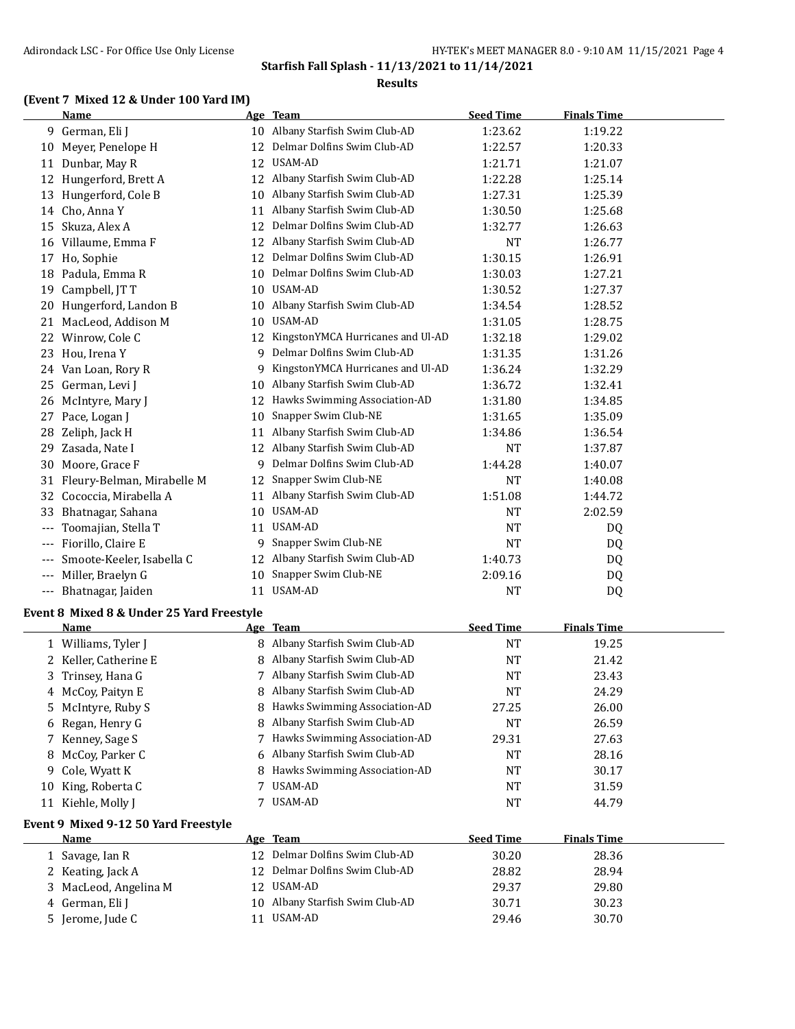## Starfish Fall Splash - 11/13/2021 to 11/14/2021

### Results

### (Event 7 Mixed 12 & Under 100 Yard IM)

| | Name | Age | Team | Seed Time | Finals Time |
|---|---|---|---|---|---|
| 9 | German, Eli J | 10 | Albany Starfish Swim Club-AD | 1:23.62 | 1:19.22 |
| 10 | Meyer, Penelope H | 12 | Delmar Dolfins Swim Club-AD | 1:22.57 | 1:20.33 |
| 11 | Dunbar, May R | 12 | USAM-AD | 1:21.71 | 1:21.07 |
| 12 | Hungerford, Brett A | 12 | Albany Starfish Swim Club-AD | 1:22.28 | 1:25.14 |
| 13 | Hungerford, Cole B | 10 | Albany Starfish Swim Club-AD | 1:27.31 | 1:25.39 |
| 14 | Cho, Anna Y | 11 | Albany Starfish Swim Club-AD | 1:30.50 | 1:25.68 |
| 15 | Skuza, Alex A | 12 | Delmar Dolfins Swim Club-AD | 1:32.77 | 1:26.63 |
| 16 | Villaume, Emma F | 12 | Albany Starfish Swim Club-AD | NT | 1:26.77 |
| 17 | Ho, Sophie | 12 | Delmar Dolfins Swim Club-AD | 1:30.15 | 1:26.91 |
| 18 | Padula, Emma R | 10 | Delmar Dolfins Swim Club-AD | 1:30.03 | 1:27.21 |
| 19 | Campbell, JT T | 10 | USAM-AD | 1:30.52 | 1:27.37 |
| 20 | Hungerford, Landon B | 10 | Albany Starfish Swim Club-AD | 1:34.54 | 1:28.52 |
| 21 | MacLeod, Addison M | 10 | USAM-AD | 1:31.05 | 1:28.75 |
| 22 | Winrow, Cole C | 12 | KingstonYMCA Hurricanes and Ul-AD | 1:32.18 | 1:29.02 |
| 23 | Hou, Irena Y | 9 | Delmar Dolfins Swim Club-AD | 1:31.35 | 1:31.26 |
| 24 | Van Loan, Rory R | 9 | KingstonYMCA Hurricanes and Ul-AD | 1:36.24 | 1:32.29 |
| 25 | German, Levi J | 10 | Albany Starfish Swim Club-AD | 1:36.72 | 1:32.41 |
| 26 | McIntyre, Mary J | 12 | Hawks Swimming Association-AD | 1:31.80 | 1:34.85 |
| 27 | Pace, Logan J | 10 | Snapper Swim Club-NE | 1:31.65 | 1:35.09 |
| 28 | Zeliph, Jack H | 11 | Albany Starfish Swim Club-AD | 1:34.86 | 1:36.54 |
| 29 | Zasada, Nate I | 12 | Albany Starfish Swim Club-AD | NT | 1:37.87 |
| 30 | Moore, Grace F | 9 | Delmar Dolfins Swim Club-AD | 1:44.28 | 1:40.07 |
| 31 | Fleury-Belman, Mirabelle M | 12 | Snapper Swim Club-NE | NT | 1:40.08 |
| 32 | Cococcia, Mirabella A | 11 | Albany Starfish Swim Club-AD | 1:51.08 | 1:44.72 |
| 33 | Bhatnagar, Sahana | 10 | USAM-AD | NT | 2:02.59 |
| --- | Toomajian, Stella T | 11 | USAM-AD | NT | DQ |
| --- | Fiorillo, Claire E | 9 | Snapper Swim Club-NE | NT | DQ |
| --- | Smoote-Keeler, Isabella C | 12 | Albany Starfish Swim Club-AD | 1:40.73 | DQ |
| --- | Miller, Braelyn G | 10 | Snapper Swim Club-NE | 2:09.16 | DQ |
| --- | Bhatnagar, Jaiden | 11 | USAM-AD | NT | DQ |

### Event 8 Mixed 8 & Under 25 Yard Freestyle

| | Name | Age | Team | Seed Time | Finals Time |
|---|---|---|---|---|---|
| 1 | Williams, Tyler J | 8 | Albany Starfish Swim Club-AD | NT | 19.25 |
| 2 | Keller, Catherine E | 8 | Albany Starfish Swim Club-AD | NT | 21.42 |
| 3 | Trinsey, Hana G | 7 | Albany Starfish Swim Club-AD | NT | 23.43 |
| 4 | McCoy, Paityn E | 8 | Albany Starfish Swim Club-AD | NT | 24.29 |
| 5 | McIntyre, Ruby S | 8 | Hawks Swimming Association-AD | 27.25 | 26.00 |
| 6 | Regan, Henry G | 8 | Albany Starfish Swim Club-AD | NT | 26.59 |
| 7 | Kenney, Sage S | 7 | Hawks Swimming Association-AD | 29.31 | 27.63 |
| 8 | McCoy, Parker C | 6 | Albany Starfish Swim Club-AD | NT | 28.16 |
| 9 | Cole, Wyatt K | 8 | Hawks Swimming Association-AD | NT | 30.17 |
| 10 | King, Roberta C | 7 | USAM-AD | NT | 31.59 |
| 11 | Kiehle, Molly J | 7 | USAM-AD | NT | 44.79 |

### Event 9 Mixed 9-12 50 Yard Freestyle

| | Name | Age | Team | Seed Time | Finals Time |
|---|---|---|---|---|---|
| 1 | Savage, Ian R | 12 | Delmar Dolfins Swim Club-AD | 30.20 | 28.36 |
| 2 | Keating, Jack A | 12 | Delmar Dolfins Swim Club-AD | 28.82 | 28.94 |
| 3 | MacLeod, Angelina M | 12 | USAM-AD | 29.37 | 29.80 |
| 4 | German, Eli J | 10 | Albany Starfish Swim Club-AD | 30.71 | 30.23 |
| 5 | Jerome, Jude C | 11 | USAM-AD | 29.46 | 30.70 |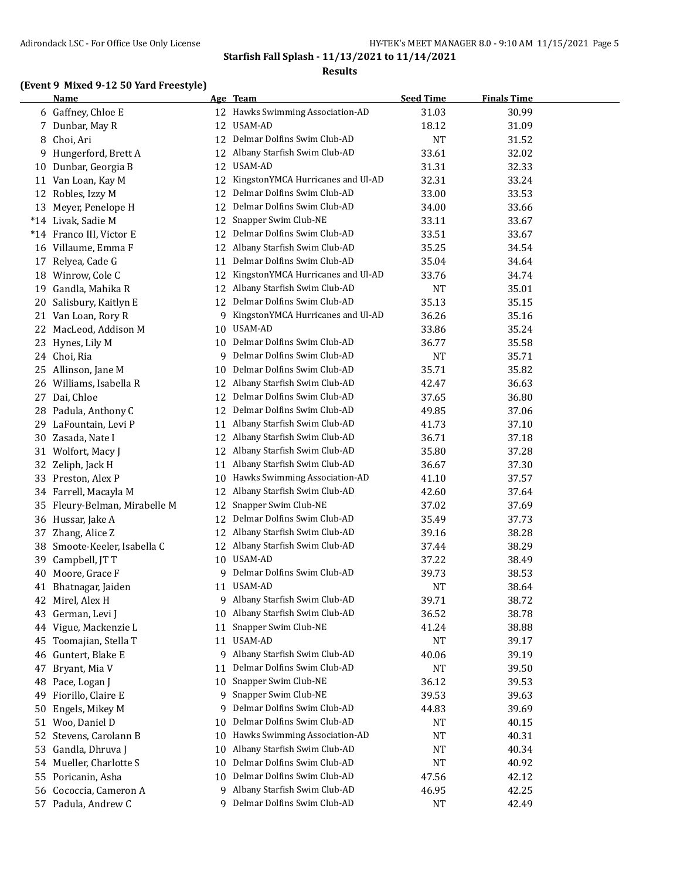## Starfish Fall Splash - 11/13/2021 to 11/14/2021

### Results

#### (Event 9 Mixed 9-12 50 Yard Freestyle)

| | Name | Age | Team | Seed Time | Finals Time |
|---|---|---|---|---|---|
| 6 | Gaffney, Chloe E | 12 | Hawks Swimming Association-AD | 31.03 | 30.99 |
| 7 | Dunbar, May R | 12 | USAM-AD | 18.12 | 31.09 |
| 8 | Choi, Ari | 12 | Delmar Dolfins Swim Club-AD | NT | 31.52 |
| 9 | Hungerford, Brett A | 12 | Albany Starfish Swim Club-AD | 33.61 | 32.02 |
| 10 | Dunbar, Georgia B | 12 | USAM-AD | 31.31 | 32.33 |
| 11 | Van Loan, Kay M | 12 | KingstonYMCA Hurricanes and Ul-AD | 32.31 | 33.24 |
| 12 | Robles, Izzy M | 12 | Delmar Dolfins Swim Club-AD | 33.00 | 33.53 |
| 13 | Meyer, Penelope H | 12 | Delmar Dolfins Swim Club-AD | 34.00 | 33.66 |
| *14 | Livak, Sadie M | 12 | Snapper Swim Club-NE | 33.11 | 33.67 |
| *14 | Franco III, Victor E | 12 | Delmar Dolfins Swim Club-AD | 33.51 | 33.67 |
| 16 | Villaume, Emma F | 12 | Albany Starfish Swim Club-AD | 35.25 | 34.54 |
| 17 | Relyea, Cade G | 11 | Delmar Dolfins Swim Club-AD | 35.04 | 34.64 |
| 18 | Winrow, Cole C | 12 | KingstonYMCA Hurricanes and Ul-AD | 33.76 | 34.74 |
| 19 | Gandla, Mahika R | 12 | Albany Starfish Swim Club-AD | NT | 35.01 |
| 20 | Salisbury, Kaitlyn E | 12 | Delmar Dolfins Swim Club-AD | 35.13 | 35.15 |
| 21 | Van Loan, Rory R | 9 | KingstonYMCA Hurricanes and Ul-AD | 36.26 | 35.16 |
| 22 | MacLeod, Addison M | 10 | USAM-AD | 33.86 | 35.24 |
| 23 | Hynes, Lily M | 10 | Delmar Dolfins Swim Club-AD | 36.77 | 35.58 |
| 24 | Choi, Ria | 9 | Delmar Dolfins Swim Club-AD | NT | 35.71 |
| 25 | Allinson, Jane M | 10 | Delmar Dolfins Swim Club-AD | 35.71 | 35.82 |
| 26 | Williams, Isabella R | 12 | Albany Starfish Swim Club-AD | 42.47 | 36.63 |
| 27 | Dai, Chloe | 12 | Delmar Dolfins Swim Club-AD | 37.65 | 36.80 |
| 28 | Padula, Anthony C | 12 | Delmar Dolfins Swim Club-AD | 49.85 | 37.06 |
| 29 | LaFountain, Levi P | 11 | Albany Starfish Swim Club-AD | 41.73 | 37.10 |
| 30 | Zasada, Nate I | 12 | Albany Starfish Swim Club-AD | 36.71 | 37.18 |
| 31 | Wolfort, Macy J | 12 | Albany Starfish Swim Club-AD | 35.80 | 37.28 |
| 32 | Zeliph, Jack H | 11 | Albany Starfish Swim Club-AD | 36.67 | 37.30 |
| 33 | Preston, Alex P | 10 | Hawks Swimming Association-AD | 41.10 | 37.57 |
| 34 | Farrell, Macayla M | 12 | Albany Starfish Swim Club-AD | 42.60 | 37.64 |
| 35 | Fleury-Belman, Mirabelle M | 12 | Snapper Swim Club-NE | 37.02 | 37.69 |
| 36 | Hussar, Jake A | 12 | Delmar Dolfins Swim Club-AD | 35.49 | 37.73 |
| 37 | Zhang, Alice Z | 12 | Albany Starfish Swim Club-AD | 39.16 | 38.28 |
| 38 | Smoote-Keeler, Isabella C | 12 | Albany Starfish Swim Club-AD | 37.44 | 38.29 |
| 39 | Campbell, JT T | 10 | USAM-AD | 37.22 | 38.49 |
| 40 | Moore, Grace F | 9 | Delmar Dolfins Swim Club-AD | 39.73 | 38.53 |
| 41 | Bhatnagar, Jaiden | 11 | USAM-AD | NT | 38.64 |
| 42 | Mirel, Alex H | 9 | Albany Starfish Swim Club-AD | 39.71 | 38.72 |
| 43 | German, Levi J | 10 | Albany Starfish Swim Club-AD | 36.52 | 38.78 |
| 44 | Vigue, Mackenzie L | 11 | Snapper Swim Club-NE | 41.24 | 38.88 |
| 45 | Toomajian, Stella T | 11 | USAM-AD | NT | 39.17 |
| 46 | Guntert, Blake E | 9 | Albany Starfish Swim Club-AD | 40.06 | 39.19 |
| 47 | Bryant, Mia V | 11 | Delmar Dolfins Swim Club-AD | NT | 39.50 |
| 48 | Pace, Logan J | 10 | Snapper Swim Club-NE | 36.12 | 39.53 |
| 49 | Fiorillo, Claire E | 9 | Snapper Swim Club-NE | 39.53 | 39.63 |
| 50 | Engels, Mikey M | 9 | Delmar Dolfins Swim Club-AD | 44.83 | 39.69 |
| 51 | Woo, Daniel D | 10 | Delmar Dolfins Swim Club-AD | NT | 40.15 |
| 52 | Stevens, Carolann B | 10 | Hawks Swimming Association-AD | NT | 40.31 |
| 53 | Gandla, Dhruva J | 10 | Albany Starfish Swim Club-AD | NT | 40.34 |
| 54 | Mueller, Charlotte S | 10 | Delmar Dolfins Swim Club-AD | NT | 40.92 |
| 55 | Poricanin, Asha | 10 | Delmar Dolfins Swim Club-AD | 47.56 | 42.12 |
| 56 | Cococcia, Cameron A | 9 | Albany Starfish Swim Club-AD | 46.95 | 42.25 |
| 57 | Padula, Andrew C | 9 | Delmar Dolfins Swim Club-AD | NT | 42.49 |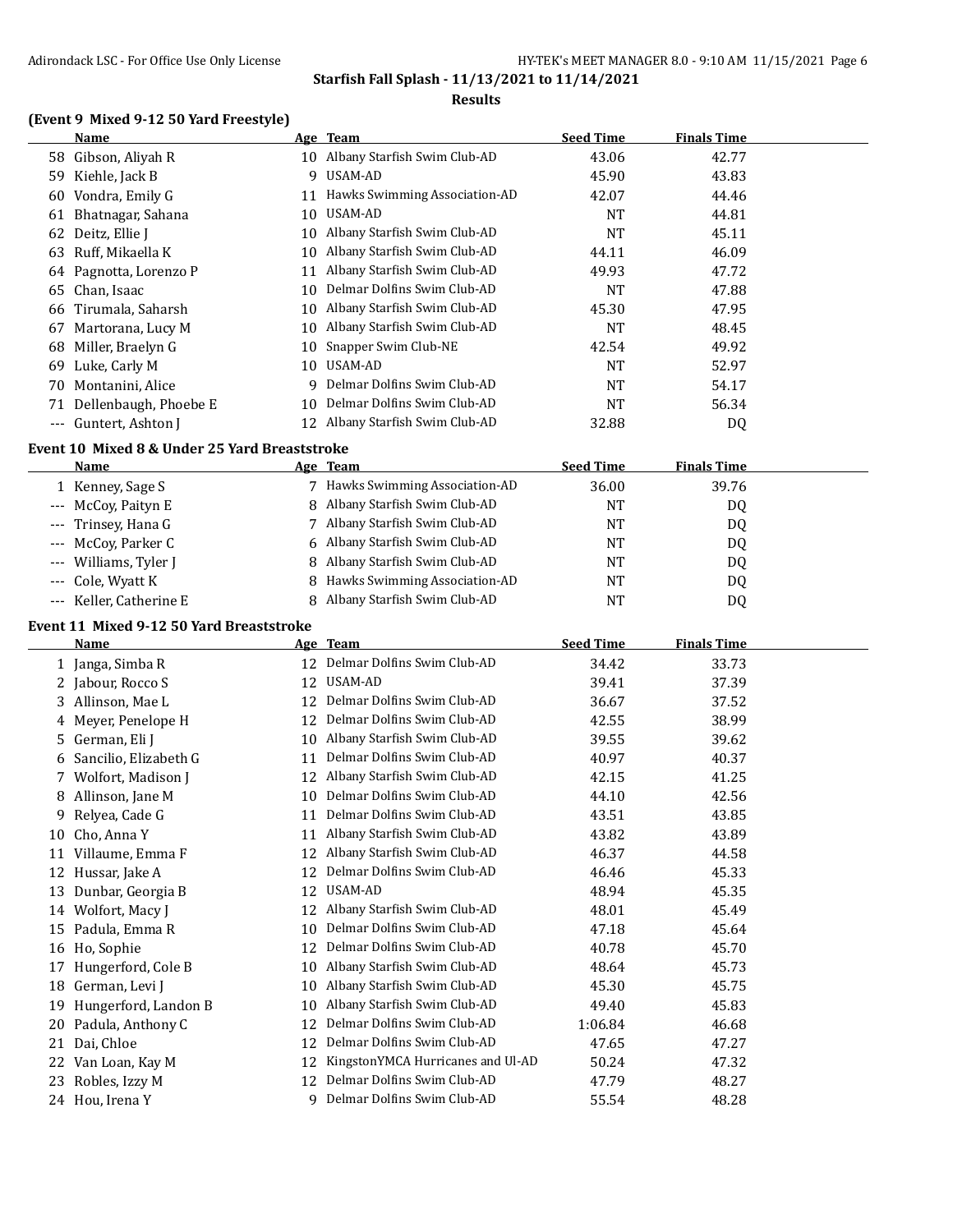**Starfish Fall Splash - 11/13/2021 to 11/14/2021**

**Results**

### (Event 9 Mixed 9-12 50 Yard Freestyle)

| | Name | Age | Team | Seed Time | Finals Time |
|---|---|---|---|---|---|
| 58 | Gibson, Aliyah R | 10 | Albany Starfish Swim Club-AD | 43.06 | 42.77 |
| 59 | Kiehle, Jack B | 9 | USAM-AD | 45.90 | 43.83 |
| 60 | Vondra, Emily G | 11 | Hawks Swimming Association-AD | 42.07 | 44.46 |
| 61 | Bhatnagar, Sahana | 10 | USAM-AD | NT | 44.81 |
| 62 | Deitz, Ellie J | 10 | Albany Starfish Swim Club-AD | NT | 45.11 |
| 63 | Ruff, Mikaella K | 10 | Albany Starfish Swim Club-AD | 44.11 | 46.09 |
| 64 | Pagnotta, Lorenzo P | 11 | Albany Starfish Swim Club-AD | 49.93 | 47.72 |
| 65 | Chan, Isaac | 10 | Delmar Dolfins Swim Club-AD | NT | 47.88 |
| 66 | Tirumala, Saharsh | 10 | Albany Starfish Swim Club-AD | 45.30 | 47.95 |
| 67 | Martorana, Lucy M | 10 | Albany Starfish Swim Club-AD | NT | 48.45 |
| 68 | Miller, Braelyn G | 10 | Snapper Swim Club-NE | 42.54 | 49.92 |
| 69 | Luke, Carly M | 10 | USAM-AD | NT | 52.97 |
| 70 | Montanini, Alice | 9 | Delmar Dolfins Swim Club-AD | NT | 54.17 |
| 71 | Dellenbaugh, Phoebe E | 10 | Delmar Dolfins Swim Club-AD | NT | 56.34 |
| --- | Guntert, Ashton J | 12 | Albany Starfish Swim Club-AD | 32.88 | DQ |

### Event 10 Mixed 8 & Under 25 Yard Breaststroke

| | Name | Age | Team | Seed Time | Finals Time |
|---|---|---|---|---|---|
| 1 | Kenney, Sage S | 7 | Hawks Swimming Association-AD | 36.00 | 39.76 |
| --- | McCoy, Paityn E | 8 | Albany Starfish Swim Club-AD | NT | DQ |
| --- | Trinsey, Hana G | 7 | Albany Starfish Swim Club-AD | NT | DQ |
| --- | McCoy, Parker C | 6 | Albany Starfish Swim Club-AD | NT | DQ |
| --- | Williams, Tyler J | 8 | Albany Starfish Swim Club-AD | NT | DQ |
| --- | Cole, Wyatt K | 8 | Hawks Swimming Association-AD | NT | DQ |
| --- | Keller, Catherine E | 8 | Albany Starfish Swim Club-AD | NT | DQ |

### Event 11 Mixed 9-12 50 Yard Breaststroke

| | Name | Age | Team | Seed Time | Finals Time |
|---|---|---|---|---|---|
| 1 | Janga, Simba R | 12 | Delmar Dolfins Swim Club-AD | 34.42 | 33.73 |
| 2 | Jabour, Rocco S | 12 | USAM-AD | 39.41 | 37.39 |
| 3 | Allinson, Mae L | 12 | Delmar Dolfins Swim Club-AD | 36.67 | 37.52 |
| 4 | Meyer, Penelope H | 12 | Delmar Dolfins Swim Club-AD | 42.55 | 38.99 |
| 5 | German, Eli J | 10 | Albany Starfish Swim Club-AD | 39.55 | 39.62 |
| 6 | Sancilio, Elizabeth G | 11 | Delmar Dolfins Swim Club-AD | 40.97 | 40.37 |
| 7 | Wolfort, Madison J | 12 | Albany Starfish Swim Club-AD | 42.15 | 41.25 |
| 8 | Allinson, Jane M | 10 | Delmar Dolfins Swim Club-AD | 44.10 | 42.56 |
| 9 | Relyea, Cade G | 11 | Delmar Dolfins Swim Club-AD | 43.51 | 43.85 |
| 10 | Cho, Anna Y | 11 | Albany Starfish Swim Club-AD | 43.82 | 43.89 |
| 11 | Villaume, Emma F | 12 | Albany Starfish Swim Club-AD | 46.37 | 44.58 |
| 12 | Hussar, Jake A | 12 | Delmar Dolfins Swim Club-AD | 46.46 | 45.33 |
| 13 | Dunbar, Georgia B | 12 | USAM-AD | 48.94 | 45.35 |
| 14 | Wolfort, Macy J | 12 | Albany Starfish Swim Club-AD | 48.01 | 45.49 |
| 15 | Padula, Emma R | 10 | Delmar Dolfins Swim Club-AD | 47.18 | 45.64 |
| 16 | Ho, Sophie | 12 | Delmar Dolfins Swim Club-AD | 40.78 | 45.70 |
| 17 | Hungerford, Cole B | 10 | Albany Starfish Swim Club-AD | 48.64 | 45.73 |
| 18 | German, Levi J | 10 | Albany Starfish Swim Club-AD | 45.30 | 45.75 |
| 19 | Hungerford, Landon B | 10 | Albany Starfish Swim Club-AD | 49.40 | 45.83 |
| 20 | Padula, Anthony C | 12 | Delmar Dolfins Swim Club-AD | 1:06.84 | 46.68 |
| 21 | Dai, Chloe | 12 | Delmar Dolfins Swim Club-AD | 47.65 | 47.27 |
| 22 | Van Loan, Kay M | 12 | KingstonYMCA Hurricanes and Ul-AD | 50.24 | 47.32 |
| 23 | Robles, Izzy M | 12 | Delmar Dolfins Swim Club-AD | 47.79 | 48.27 |
| 24 | Hou, Irena Y | 9 | Delmar Dolfins Swim Club-AD | 55.54 | 48.28 |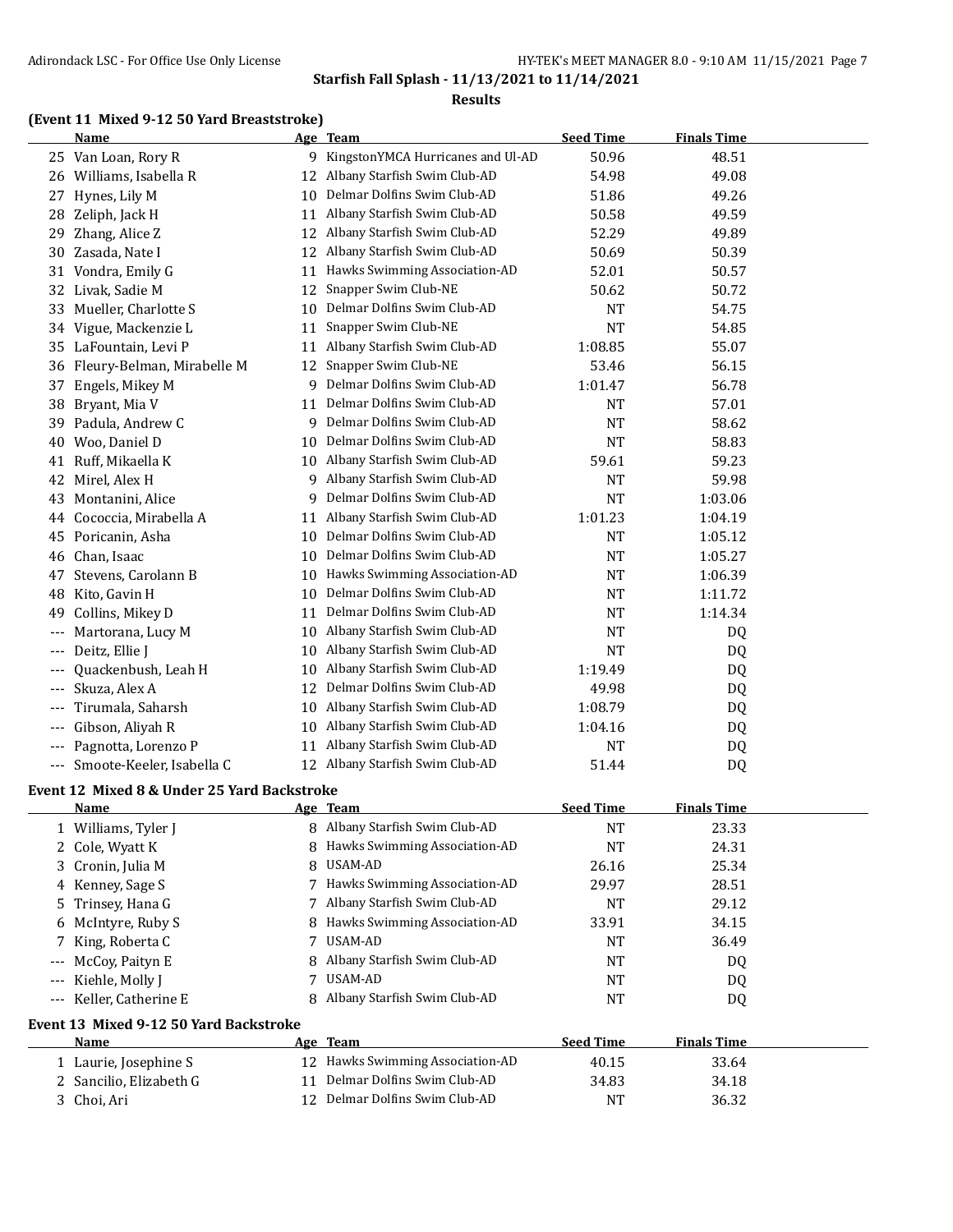## Starfish Fall Splash - 11/13/2021 to 11/14/2021

### Results

### (Event 11 Mixed 9-12 50 Yard Breaststroke)

| | Name | Age | Team | Seed Time | Finals Time |
|---|---|---|---|---|---|
| 25 | Van Loan, Rory R | 9 | KingstonYMCA Hurricanes and Ul-AD | 50.96 | 48.51 |
| 26 | Williams, Isabella R | 12 | Albany Starfish Swim Club-AD | 54.98 | 49.08 |
| 27 | Hynes, Lily M | 10 | Delmar Dolfins Swim Club-AD | 51.86 | 49.26 |
| 28 | Zeliph, Jack H | 11 | Albany Starfish Swim Club-AD | 50.58 | 49.59 |
| 29 | Zhang, Alice Z | 12 | Albany Starfish Swim Club-AD | 52.29 | 49.89 |
| 30 | Zasada, Nate I | 12 | Albany Starfish Swim Club-AD | 50.69 | 50.39 |
| 31 | Vondra, Emily G | 11 | Hawks Swimming Association-AD | 52.01 | 50.57 |
| 32 | Livak, Sadie M | 12 | Snapper Swim Club-NE | 50.62 | 50.72 |
| 33 | Mueller, Charlotte S | 10 | Delmar Dolfins Swim Club-AD | NT | 54.75 |
| 34 | Vigue, Mackenzie L | 11 | Snapper Swim Club-NE | NT | 54.85 |
| 35 | LaFountain, Levi P | 11 | Albany Starfish Swim Club-AD | 1:08.85 | 55.07 |
| 36 | Fleury-Belman, Mirabelle M | 12 | Snapper Swim Club-NE | 53.46 | 56.15 |
| 37 | Engels, Mikey M | 9 | Delmar Dolfins Swim Club-AD | 1:01.47 | 56.78 |
| 38 | Bryant, Mia V | 11 | Delmar Dolfins Swim Club-AD | NT | 57.01 |
| 39 | Padula, Andrew C | 9 | Delmar Dolfins Swim Club-AD | NT | 58.62 |
| 40 | Woo, Daniel D | 10 | Delmar Dolfins Swim Club-AD | NT | 58.83 |
| 41 | Ruff, Mikaella K | 10 | Albany Starfish Swim Club-AD | 59.61 | 59.23 |
| 42 | Mirel, Alex H | 9 | Albany Starfish Swim Club-AD | NT | 59.98 |
| 43 | Montanini, Alice | 9 | Delmar Dolfins Swim Club-AD | NT | 1:03.06 |
| 44 | Cococcia, Mirabella A | 11 | Albany Starfish Swim Club-AD | 1:01.23 | 1:04.19 |
| 45 | Poricanin, Asha | 10 | Delmar Dolfins Swim Club-AD | NT | 1:05.12 |
| 46 | Chan, Isaac | 10 | Delmar Dolfins Swim Club-AD | NT | 1:05.27 |
| 47 | Stevens, Carolann B | 10 | Hawks Swimming Association-AD | NT | 1:06.39 |
| 48 | Kito, Gavin H | 10 | Delmar Dolfins Swim Club-AD | NT | 1:11.72 |
| 49 | Collins, Mikey D | 11 | Delmar Dolfins Swim Club-AD | NT | 1:14.34 |
| --- | Martorana, Lucy M | 10 | Albany Starfish Swim Club-AD | NT | DQ |
| --- | Deitz, Ellie J | 10 | Albany Starfish Swim Club-AD | NT | DQ |
| --- | Quackenbush, Leah H | 10 | Albany Starfish Swim Club-AD | 1:19.49 | DQ |
| --- | Skuza, Alex A | 12 | Delmar Dolfins Swim Club-AD | 49.98 | DQ |
| --- | Tirumala, Saharsh | 10 | Albany Starfish Swim Club-AD | 1:08.79 | DQ |
| --- | Gibson, Aliyah R | 10 | Albany Starfish Swim Club-AD | 1:04.16 | DQ |
| --- | Pagnotta, Lorenzo P | 11 | Albany Starfish Swim Club-AD | NT | DQ |
| --- | Smoote-Keeler, Isabella C | 12 | Albany Starfish Swim Club-AD | 51.44 | DQ |

### Event 12 Mixed 8 & Under 25 Yard Backstroke

| | Name | Age | Team | Seed Time | Finals Time |
|---|---|---|---|---|---|
| 1 | Williams, Tyler J | 8 | Albany Starfish Swim Club-AD | NT | 23.33 |
| 2 | Cole, Wyatt K | 8 | Hawks Swimming Association-AD | NT | 24.31 |
| 3 | Cronin, Julia M | 8 | USAM-AD | 26.16 | 25.34 |
| 4 | Kenney, Sage S | 7 | Hawks Swimming Association-AD | 29.97 | 28.51 |
| 5 | Trinsey, Hana G | 7 | Albany Starfish Swim Club-AD | NT | 29.12 |
| 6 | McIntyre, Ruby S | 8 | Hawks Swimming Association-AD | 33.91 | 34.15 |
| 7 | King, Roberta C | 7 | USAM-AD | NT | 36.49 |
| --- | McCoy, Paityn E | 8 | Albany Starfish Swim Club-AD | NT | DQ |
| --- | Kiehle, Molly J | 7 | USAM-AD | NT | DQ |
| --- | Keller, Catherine E | 8 | Albany Starfish Swim Club-AD | NT | DQ |

### Event 13 Mixed 9-12 50 Yard Backstroke

| | Name | Age | Team | Seed Time | Finals Time |
|---|---|---|---|---|---|
| 1 | Laurie, Josephine S | 12 | Hawks Swimming Association-AD | 40.15 | 33.64 |
| 2 | Sancilio, Elizabeth G | 11 | Delmar Dolfins Swim Club-AD | 34.83 | 34.18 |
| 3 | Choi, Ari | 12 | Delmar Dolfins Swim Club-AD | NT | 36.32 |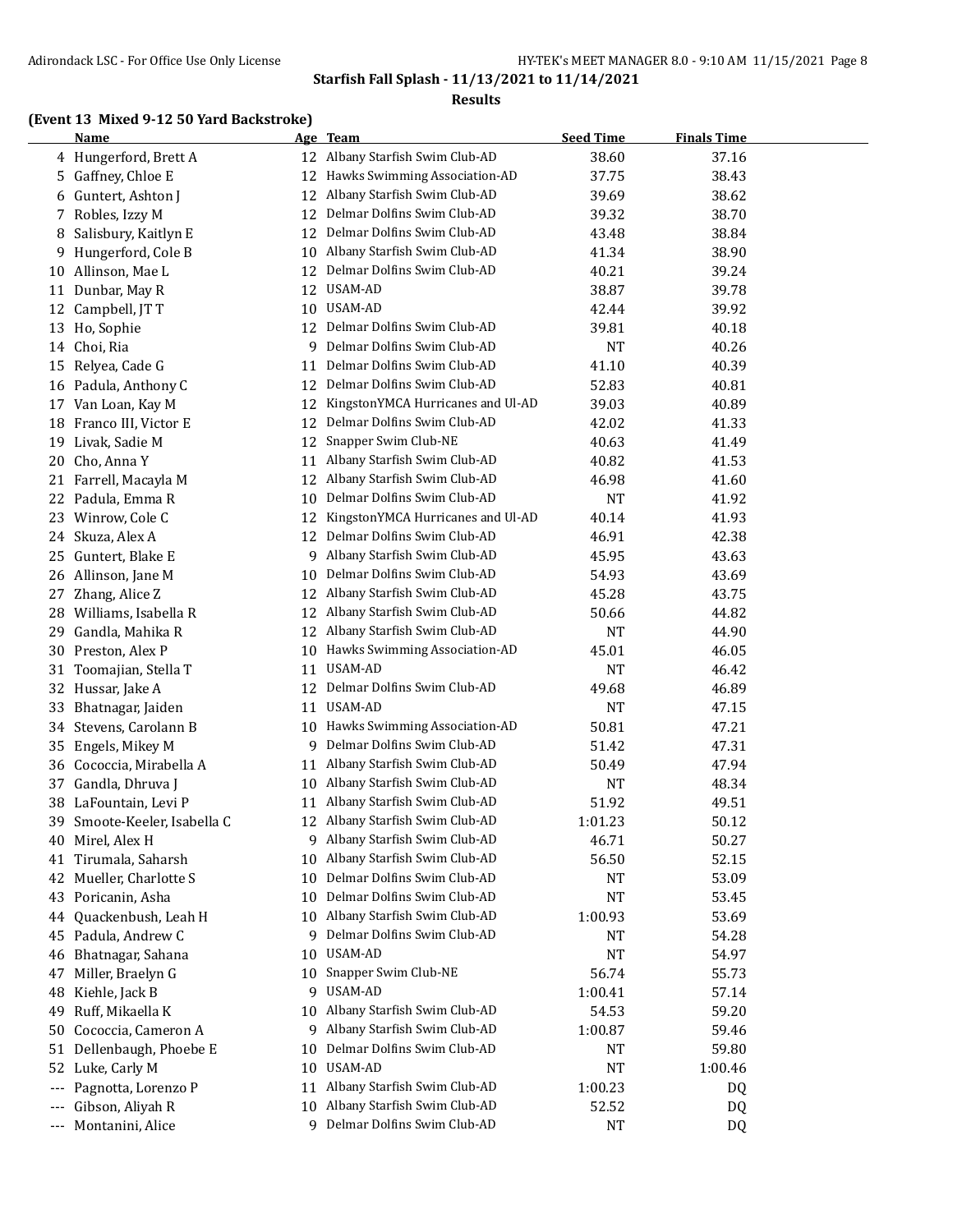## Starfish Fall Splash - 11/13/2021 to 11/14/2021

### Results

#### (Event 13 Mixed 9-12 50 Yard Backstroke)

| | Name | Age | Team | Seed Time | Finals Time |
|---|---|---|---|---|---|
| 4 | Hungerford, Brett A | 12 | Albany Starfish Swim Club-AD | 38.60 | 37.16 |
| 5 | Gaffney, Chloe E | 12 | Hawks Swimming Association-AD | 37.75 | 38.43 |
| 6 | Guntert, Ashton J | 12 | Albany Starfish Swim Club-AD | 39.69 | 38.62 |
| 7 | Robles, Izzy M | 12 | Delmar Dolfins Swim Club-AD | 39.32 | 38.70 |
| 8 | Salisbury, Kaitlyn E | 12 | Delmar Dolfins Swim Club-AD | 43.48 | 38.84 |
| 9 | Hungerford, Cole B | 10 | Albany Starfish Swim Club-AD | 41.34 | 38.90 |
| 10 | Allinson, Mae L | 12 | Delmar Dolfins Swim Club-AD | 40.21 | 39.24 |
| 11 | Dunbar, May R | 12 | USAM-AD | 38.87 | 39.78 |
| 12 | Campbell, JT T | 10 | USAM-AD | 42.44 | 39.92 |
| 13 | Ho, Sophie | 12 | Delmar Dolfins Swim Club-AD | 39.81 | 40.18 |
| 14 | Choi, Ria | 9 | Delmar Dolfins Swim Club-AD | NT | 40.26 |
| 15 | Relyea, Cade G | 11 | Delmar Dolfins Swim Club-AD | 41.10 | 40.39 |
| 16 | Padula, Anthony C | 12 | Delmar Dolfins Swim Club-AD | 52.83 | 40.81 |
| 17 | Van Loan, Kay M | 12 | KingstonYMCA Hurricanes and Ul-AD | 39.03 | 40.89 |
| 18 | Franco III, Victor E | 12 | Delmar Dolfins Swim Club-AD | 42.02 | 41.33 |
| 19 | Livak, Sadie M | 12 | Snapper Swim Club-NE | 40.63 | 41.49 |
| 20 | Cho, Anna Y | 11 | Albany Starfish Swim Club-AD | 40.82 | 41.53 |
| 21 | Farrell, Macayla M | 12 | Albany Starfish Swim Club-AD | 46.98 | 41.60 |
| 22 | Padula, Emma R | 10 | Delmar Dolfins Swim Club-AD | NT | 41.92 |
| 23 | Winrow, Cole C | 12 | KingstonYMCA Hurricanes and Ul-AD | 40.14 | 41.93 |
| 24 | Skuza, Alex A | 12 | Delmar Dolfins Swim Club-AD | 46.91 | 42.38 |
| 25 | Guntert, Blake E | 9 | Albany Starfish Swim Club-AD | 45.95 | 43.63 |
| 26 | Allinson, Jane M | 10 | Delmar Dolfins Swim Club-AD | 54.93 | 43.69 |
| 27 | Zhang, Alice Z | 12 | Albany Starfish Swim Club-AD | 45.28 | 43.75 |
| 28 | Williams, Isabella R | 12 | Albany Starfish Swim Club-AD | 50.66 | 44.82 |
| 29 | Gandla, Mahika R | 12 | Albany Starfish Swim Club-AD | NT | 44.90 |
| 30 | Preston, Alex P | 10 | Hawks Swimming Association-AD | 45.01 | 46.05 |
| 31 | Toomajian, Stella T | 11 | USAM-AD | NT | 46.42 |
| 32 | Hussar, Jake A | 12 | Delmar Dolfins Swim Club-AD | 49.68 | 46.89 |
| 33 | Bhatnagar, Jaiden | 11 | USAM-AD | NT | 47.15 |
| 34 | Stevens, Carolann B | 10 | Hawks Swimming Association-AD | 50.81 | 47.21 |
| 35 | Engels, Mikey M | 9 | Delmar Dolfins Swim Club-AD | 51.42 | 47.31 |
| 36 | Cococcia, Mirabella A | 11 | Albany Starfish Swim Club-AD | 50.49 | 47.94 |
| 37 | Gandla, Dhruva J | 10 | Albany Starfish Swim Club-AD | NT | 48.34 |
| 38 | LaFountain, Levi P | 11 | Albany Starfish Swim Club-AD | 51.92 | 49.51 |
| 39 | Smoote-Keeler, Isabella C | 12 | Albany Starfish Swim Club-AD | 1:01.23 | 50.12 |
| 40 | Mirel, Alex H | 9 | Albany Starfish Swim Club-AD | 46.71 | 50.27 |
| 41 | Tirumala, Saharsh | 10 | Albany Starfish Swim Club-AD | 56.50 | 52.15 |
| 42 | Mueller, Charlotte S | 10 | Delmar Dolfins Swim Club-AD | NT | 53.09 |
| 43 | Poricanin, Asha | 10 | Delmar Dolfins Swim Club-AD | NT | 53.45 |
| 44 | Quackenbush, Leah H | 10 | Albany Starfish Swim Club-AD | 1:00.93 | 53.69 |
| 45 | Padula, Andrew C | 9 | Delmar Dolfins Swim Club-AD | NT | 54.28 |
| 46 | Bhatnagar, Sahana | 10 | USAM-AD | NT | 54.97 |
| 47 | Miller, Braelyn G | 10 | Snapper Swim Club-NE | 56.74 | 55.73 |
| 48 | Kiehle, Jack B | 9 | USAM-AD | 1:00.41 | 57.14 |
| 49 | Ruff, Mikaella K | 10 | Albany Starfish Swim Club-AD | 54.53 | 59.20 |
| 50 | Cococcia, Cameron A | 9 | Albany Starfish Swim Club-AD | 1:00.87 | 59.46 |
| 51 | Dellenbaugh, Phoebe E | 10 | Delmar Dolfins Swim Club-AD | NT | 59.80 |
| 52 | Luke, Carly M | 10 | USAM-AD | NT | 1:00.46 |
| --- | Pagnotta, Lorenzo P | 11 | Albany Starfish Swim Club-AD | 1:00.23 | DQ |
| --- | Gibson, Aliyah R | 10 | Albany Starfish Swim Club-AD | 52.52 | DQ |
| --- | Montanini, Alice | 9 | Delmar Dolfins Swim Club-AD | NT | DQ |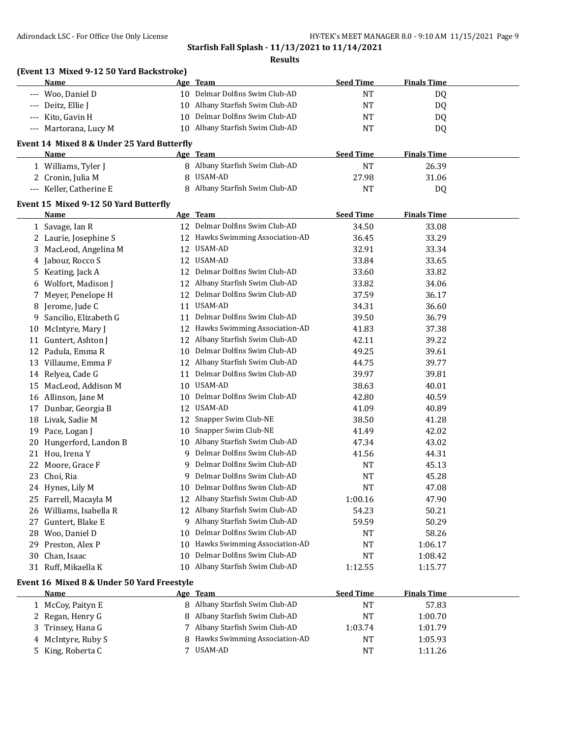**Starfish Fall Splash - 11/13/2021 to 11/14/2021**

**Results**

### (Event 13 Mixed 9-12 50 Yard Backstroke)

| | Name | Age | Team | Seed Time | Finals Time |
|---|---|---|---|---|---|
| --- | Woo, Daniel D | 10 | Delmar Dolfins Swim Club-AD | NT | DQ |
| --- | Deitz, Ellie J | 10 | Albany Starfish Swim Club-AD | NT | DQ |
| --- | Kito, Gavin H | 10 | Delmar Dolfins Swim Club-AD | NT | DQ |
| --- | Martorana, Lucy M | 10 | Albany Starfish Swim Club-AD | NT | DQ |

### Event 14 Mixed 8 & Under 25 Yard Butterfly

| | Name | Age | Team | Seed Time | Finals Time |
|---|---|---|---|---|---|
| 1 | Williams, Tyler J | 8 | Albany Starfish Swim Club-AD | NT | 26.39 |
| 2 | Cronin, Julia M | 8 | USAM-AD | 27.98 | 31.06 |
| --- | Keller, Catherine E | 8 | Albany Starfish Swim Club-AD | NT | DQ |

### Event 15 Mixed 9-12 50 Yard Butterfly

| | Name | Age | Team | Seed Time | Finals Time |
|---|---|---|---|---|---|
| 1 | Savage, Ian R | 12 | Delmar Dolfins Swim Club-AD | 34.50 | 33.08 |
| 2 | Laurie, Josephine S | 12 | Hawks Swimming Association-AD | 36.45 | 33.29 |
| 3 | MacLeod, Angelina M | 12 | USAM-AD | 32.91 | 33.34 |
| 4 | Jabour, Rocco S | 12 | USAM-AD | 33.84 | 33.65 |
| 5 | Keating, Jack A | 12 | Delmar Dolfins Swim Club-AD | 33.60 | 33.82 |
| 6 | Wolfort, Madison J | 12 | Albany Starfish Swim Club-AD | 33.82 | 34.06 |
| 7 | Meyer, Penelope H | 12 | Delmar Dolfins Swim Club-AD | 37.59 | 36.17 |
| 8 | Jerome, Jude C | 11 | USAM-AD | 34.31 | 36.60 |
| 9 | Sancilio, Elizabeth G | 11 | Delmar Dolfins Swim Club-AD | 39.50 | 36.79 |
| 10 | McIntyre, Mary J | 12 | Hawks Swimming Association-AD | 41.83 | 37.38 |
| 11 | Guntert, Ashton J | 12 | Albany Starfish Swim Club-AD | 42.11 | 39.22 |
| 12 | Padula, Emma R | 10 | Delmar Dolfins Swim Club-AD | 49.25 | 39.61 |
| 13 | Villaume, Emma F | 12 | Albany Starfish Swim Club-AD | 44.75 | 39.77 |
| 14 | Relyea, Cade G | 11 | Delmar Dolfins Swim Club-AD | 39.97 | 39.81 |
| 15 | MacLeod, Addison M | 10 | USAM-AD | 38.63 | 40.01 |
| 16 | Allinson, Jane M | 10 | Delmar Dolfins Swim Club-AD | 42.80 | 40.59 |
| 17 | Dunbar, Georgia B | 12 | USAM-AD | 41.09 | 40.89 |
| 18 | Livak, Sadie M | 12 | Snapper Swim Club-NE | 38.50 | 41.28 |
| 19 | Pace, Logan J | 10 | Snapper Swim Club-NE | 41.49 | 42.02 |
| 20 | Hungerford, Landon B | 10 | Albany Starfish Swim Club-AD | 47.34 | 43.02 |
| 21 | Hou, Irena Y | 9 | Delmar Dolfins Swim Club-AD | 41.56 | 44.31 |
| 22 | Moore, Grace F | 9 | Delmar Dolfins Swim Club-AD | NT | 45.13 |
| 23 | Choi, Ria | 9 | Delmar Dolfins Swim Club-AD | NT | 45.28 |
| 24 | Hynes, Lily M | 10 | Delmar Dolfins Swim Club-AD | NT | 47.08 |
| 25 | Farrell, Macayla M | 12 | Albany Starfish Swim Club-AD | 1:00.16 | 47.90 |
| 26 | Williams, Isabella R | 12 | Albany Starfish Swim Club-AD | 54.23 | 50.21 |
| 27 | Guntert, Blake E | 9 | Albany Starfish Swim Club-AD | 59.59 | 50.29 |
| 28 | Woo, Daniel D | 10 | Delmar Dolfins Swim Club-AD | NT | 58.26 |
| 29 | Preston, Alex P | 10 | Hawks Swimming Association-AD | NT | 1:06.17 |
| 30 | Chan, Isaac | 10 | Delmar Dolfins Swim Club-AD | NT | 1:08.42 |
| 31 | Ruff, Mikaella K | 10 | Albany Starfish Swim Club-AD | 1:12.55 | 1:15.77 |

### Event 16 Mixed 8 & Under 50 Yard Freestyle

| | Name | Age | Team | Seed Time | Finals Time |
|---|---|---|---|---|---|
| 1 | McCoy, Paityn E | 8 | Albany Starfish Swim Club-AD | NT | 57.83 |
| 2 | Regan, Henry G | 8 | Albany Starfish Swim Club-AD | NT | 1:00.70 |
| 3 | Trinsey, Hana G | 7 | Albany Starfish Swim Club-AD | 1:03.74 | 1:01.79 |
| 4 | McIntyre, Ruby S | 8 | Hawks Swimming Association-AD | NT | 1:05.93 |
| 5 | King, Roberta C | 7 | USAM-AD | NT | 1:11.26 |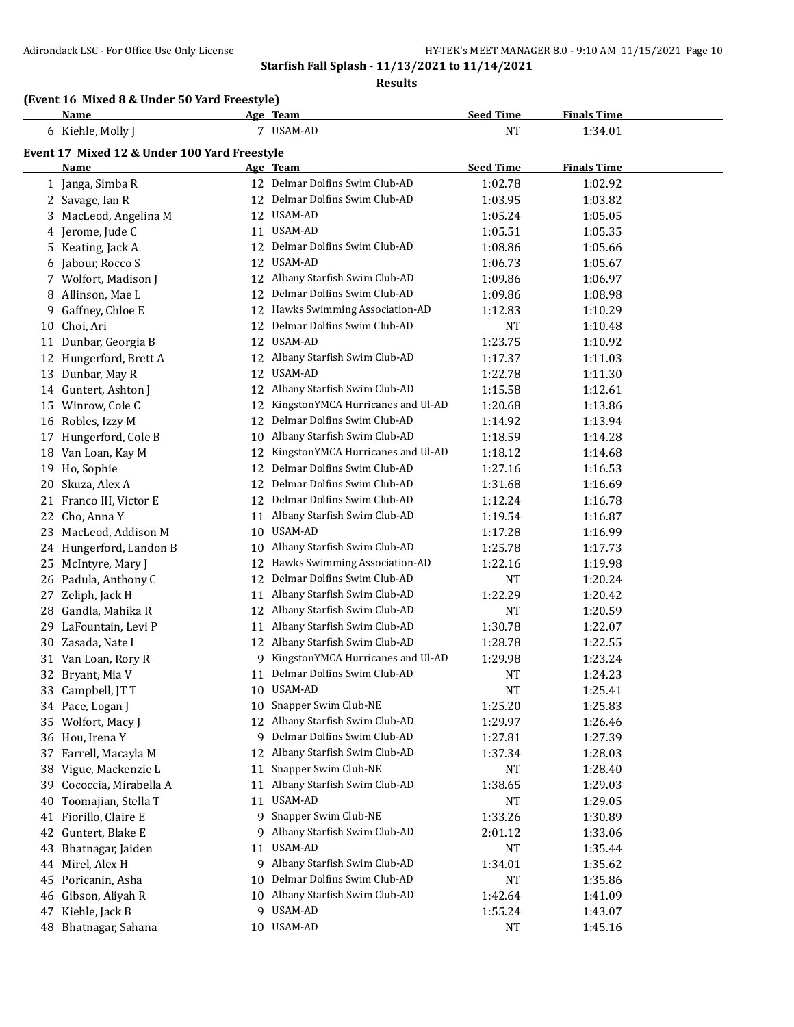**Starfish Fall Splash - 11/13/2021 to 11/14/2021**

**Results**

### (Event 16 Mixed 8 & Under 50 Yard Freestyle)

| | Name | Age | Team | Seed Time | Finals Time |
|---|---|---|---|---|---|
| 6 | Kiehle, Molly J | 7 | USAM-AD | NT | 1:34.01 |

### Event 17 Mixed 12 & Under 100 Yard Freestyle

| | Name | Age | Team | Seed Time | Finals Time |
|---|---|---|---|---|---|
| 1 | Janga, Simba R | 12 | Delmar Dolfins Swim Club-AD | 1:02.78 | 1:02.92 |
| 2 | Savage, Ian R | 12 | Delmar Dolfins Swim Club-AD | 1:03.95 | 1:03.82 |
| 3 | MacLeod, Angelina M | 12 | USAM-AD | 1:05.24 | 1:05.05 |
| 4 | Jerome, Jude C | 11 | USAM-AD | 1:05.51 | 1:05.35 |
| 5 | Keating, Jack A | 12 | Delmar Dolfins Swim Club-AD | 1:08.86 | 1:05.66 |
| 6 | Jabour, Rocco S | 12 | USAM-AD | 1:06.73 | 1:05.67 |
| 7 | Wolfort, Madison J | 12 | Albany Starfish Swim Club-AD | 1:09.86 | 1:06.97 |
| 8 | Allinson, Mae L | 12 | Delmar Dolfins Swim Club-AD | 1:09.86 | 1:08.98 |
| 9 | Gaffney, Chloe E | 12 | Hawks Swimming Association-AD | 1:12.83 | 1:10.29 |
| 10 | Choi, Ari | 12 | Delmar Dolfins Swim Club-AD | NT | 1:10.48 |
| 11 | Dunbar, Georgia B | 12 | USAM-AD | 1:23.75 | 1:10.92 |
| 12 | Hungerford, Brett A | 12 | Albany Starfish Swim Club-AD | 1:17.37 | 1:11.03 |
| 13 | Dunbar, May R | 12 | USAM-AD | 1:22.78 | 1:11.30 |
| 14 | Guntert, Ashton J | 12 | Albany Starfish Swim Club-AD | 1:15.58 | 1:12.61 |
| 15 | Winrow, Cole C | 12 | KingstonYMCA Hurricanes and Ul-AD | 1:20.68 | 1:13.86 |
| 16 | Robles, Izzy M | 12 | Delmar Dolfins Swim Club-AD | 1:14.92 | 1:13.94 |
| 17 | Hungerford, Cole B | 10 | Albany Starfish Swim Club-AD | 1:18.59 | 1:14.28 |
| 18 | Van Loan, Kay M | 12 | KingstonYMCA Hurricanes and Ul-AD | 1:18.12 | 1:14.68 |
| 19 | Ho, Sophie | 12 | Delmar Dolfins Swim Club-AD | 1:27.16 | 1:16.53 |
| 20 | Skuza, Alex A | 12 | Delmar Dolfins Swim Club-AD | 1:31.68 | 1:16.69 |
| 21 | Franco III, Victor E | 12 | Delmar Dolfins Swim Club-AD | 1:12.24 | 1:16.78 |
| 22 | Cho, Anna Y | 11 | Albany Starfish Swim Club-AD | 1:19.54 | 1:16.87 |
| 23 | MacLeod, Addison M | 10 | USAM-AD | 1:17.28 | 1:16.99 |
| 24 | Hungerford, Landon B | 10 | Albany Starfish Swim Club-AD | 1:25.78 | 1:17.73 |
| 25 | McIntyre, Mary J | 12 | Hawks Swimming Association-AD | 1:22.16 | 1:19.98 |
| 26 | Padula, Anthony C | 12 | Delmar Dolfins Swim Club-AD | NT | 1:20.24 |
| 27 | Zeliph, Jack H | 11 | Albany Starfish Swim Club-AD | 1:22.29 | 1:20.42 |
| 28 | Gandla, Mahika R | 12 | Albany Starfish Swim Club-AD | NT | 1:20.59 |
| 29 | LaFountain, Levi P | 11 | Albany Starfish Swim Club-AD | 1:30.78 | 1:22.07 |
| 30 | Zasada, Nate I | 12 | Albany Starfish Swim Club-AD | 1:28.78 | 1:22.55 |
| 31 | Van Loan, Rory R | 9 | KingstonYMCA Hurricanes and Ul-AD | 1:29.98 | 1:23.24 |
| 32 | Bryant, Mia V | 11 | Delmar Dolfins Swim Club-AD | NT | 1:24.23 |
| 33 | Campbell, JT T | 10 | USAM-AD | NT | 1:25.41 |
| 34 | Pace, Logan J | 10 | Snapper Swim Club-NE | 1:25.20 | 1:25.83 |
| 35 | Wolfort, Macy J | 12 | Albany Starfish Swim Club-AD | 1:29.97 | 1:26.46 |
| 36 | Hou, Irena Y | 9 | Delmar Dolfins Swim Club-AD | 1:27.81 | 1:27.39 |
| 37 | Farrell, Macayla M | 12 | Albany Starfish Swim Club-AD | 1:37.34 | 1:28.03 |
| 38 | Vigue, Mackenzie L | 11 | Snapper Swim Club-NE | NT | 1:28.40 |
| 39 | Cococcia, Mirabella A | 11 | Albany Starfish Swim Club-AD | 1:38.65 | 1:29.03 |
| 40 | Toomajian, Stella T | 11 | USAM-AD | NT | 1:29.05 |
| 41 | Fiorillo, Claire E | 9 | Snapper Swim Club-NE | 1:33.26 | 1:30.89 |
| 42 | Guntert, Blake E | 9 | Albany Starfish Swim Club-AD | 2:01.12 | 1:33.06 |
| 43 | Bhatnagar, Jaiden | 11 | USAM-AD | NT | 1:35.44 |
| 44 | Mirel, Alex H | 9 | Albany Starfish Swim Club-AD | 1:34.01 | 1:35.62 |
| 45 | Poricanin, Asha | 10 | Delmar Dolfins Swim Club-AD | NT | 1:35.86 |
| 46 | Gibson, Aliyah R | 10 | Albany Starfish Swim Club-AD | 1:42.64 | 1:41.09 |
| 47 | Kiehle, Jack B | 9 | USAM-AD | 1:55.24 | 1:43.07 |
| 48 | Bhatnagar, Sahana | 10 | USAM-AD | NT | 1:45.16 |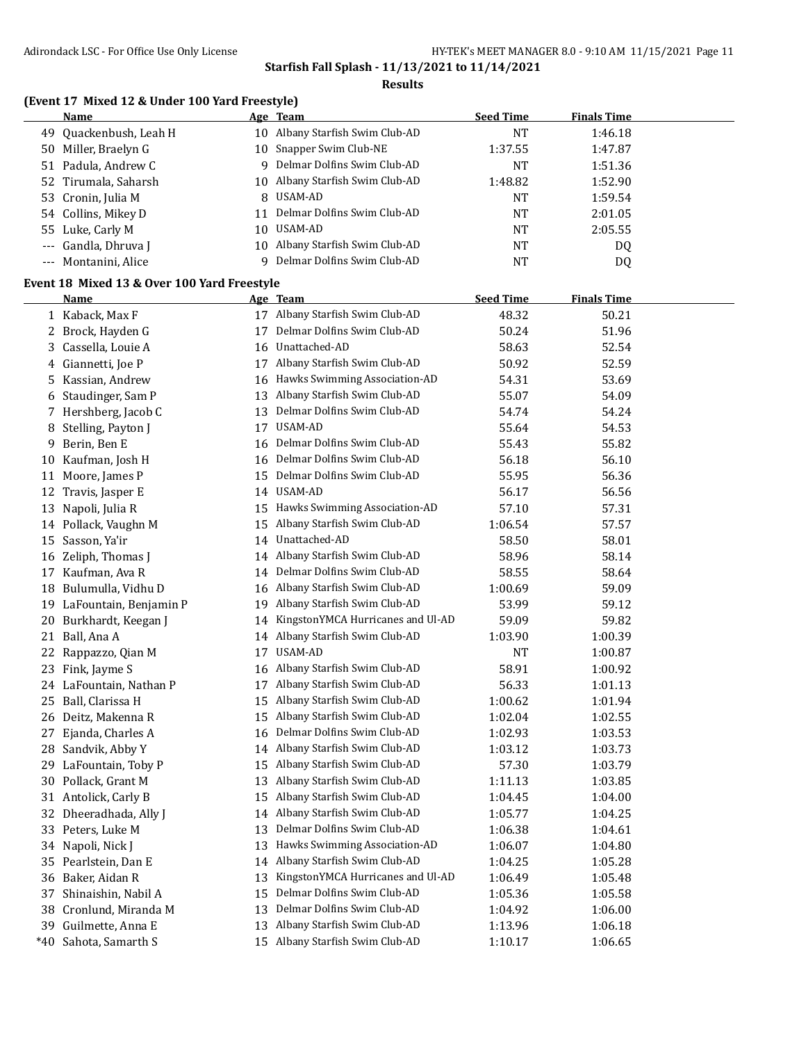**Starfish Fall Splash - 11/13/2021 to 11/14/2021**

**Results**

### (Event 17 Mixed 12 & Under 100 Yard Freestyle)

| | Name | Age | Team | Seed Time | Finals Time |
|---|---|---|---|---|---|
| 49 | Quackenbush, Leah H | 10 | Albany Starfish Swim Club-AD | NT | 1:46.18 |
| 50 | Miller, Braelyn G | 10 | Snapper Swim Club-NE | 1:37.55 | 1:47.87 |
| 51 | Padula, Andrew C | 9 | Delmar Dolfins Swim Club-AD | NT | 1:51.36 |
| 52 | Tirumala, Saharsh | 10 | Albany Starfish Swim Club-AD | 1:48.82 | 1:52.90 |
| 53 | Cronin, Julia M | 8 | USAM-AD | NT | 1:59.54 |
| 54 | Collins, Mikey D | 11 | Delmar Dolfins Swim Club-AD | NT | 2:01.05 |
| 55 | Luke, Carly M | 10 | USAM-AD | NT | 2:05.55 |
| --- | Gandla, Dhruva J | 10 | Albany Starfish Swim Club-AD | NT | DQ |
| --- | Montanini, Alice | 9 | Delmar Dolfins Swim Club-AD | NT | DQ |

### Event 18 Mixed 13 & Over 100 Yard Freestyle

| | Name | Age | Team | Seed Time | Finals Time |
|---|---|---|---|---|---|
| 1 | Kaback, Max F | 17 | Albany Starfish Swim Club-AD | 48.32 | 50.21 |
| 2 | Brock, Hayden G | 17 | Delmar Dolfins Swim Club-AD | 50.24 | 51.96 |
| 3 | Cassella, Louie A | 16 | Unattached-AD | 58.63 | 52.54 |
| 4 | Giannetti, Joe P | 17 | Albany Starfish Swim Club-AD | 50.92 | 52.59 |
| 5 | Kassian, Andrew | 16 | Hawks Swimming Association-AD | 54.31 | 53.69 |
| 6 | Staudinger, Sam P | 13 | Albany Starfish Swim Club-AD | 55.07 | 54.09 |
| 7 | Hershberg, Jacob C | 13 | Delmar Dolfins Swim Club-AD | 54.74 | 54.24 |
| 8 | Stelling, Payton J | 17 | USAM-AD | 55.64 | 54.53 |
| 9 | Berin, Ben E | 16 | Delmar Dolfins Swim Club-AD | 55.43 | 55.82 |
| 10 | Kaufman, Josh H | 16 | Delmar Dolfins Swim Club-AD | 56.18 | 56.10 |
| 11 | Moore, James P | 15 | Delmar Dolfins Swim Club-AD | 55.95 | 56.36 |
| 12 | Travis, Jasper E | 14 | USAM-AD | 56.17 | 56.56 |
| 13 | Napoli, Julia R | 15 | Hawks Swimming Association-AD | 57.10 | 57.31 |
| 14 | Pollack, Vaughn M | 15 | Albany Starfish Swim Club-AD | 1:06.54 | 57.57 |
| 15 | Sasson, Ya'ir | 14 | Unattached-AD | 58.50 | 58.01 |
| 16 | Zeliph, Thomas J | 14 | Albany Starfish Swim Club-AD | 58.96 | 58.14 |
| 17 | Kaufman, Ava R | 14 | Delmar Dolfins Swim Club-AD | 58.55 | 58.64 |
| 18 | Bulumulla, Vidhu D | 16 | Albany Starfish Swim Club-AD | 1:00.69 | 59.09 |
| 19 | LaFountain, Benjamin P | 19 | Albany Starfish Swim Club-AD | 53.99 | 59.12 |
| 20 | Burkhardt, Keegan J | 14 | KingstonYMCA Hurricanes and Ul-AD | 59.09 | 59.82 |
| 21 | Ball, Ana A | 14 | Albany Starfish Swim Club-AD | 1:03.90 | 1:00.39 |
| 22 | Rappazzo, Qian M | 17 | USAM-AD | NT | 1:00.87 |
| 23 | Fink, Jayme S | 16 | Albany Starfish Swim Club-AD | 58.91 | 1:00.92 |
| 24 | LaFountain, Nathan P | 17 | Albany Starfish Swim Club-AD | 56.33 | 1:01.13 |
| 25 | Ball, Clarissa H | 15 | Albany Starfish Swim Club-AD | 1:00.62 | 1:01.94 |
| 26 | Deitz, Makenna R | 15 | Albany Starfish Swim Club-AD | 1:02.04 | 1:02.55 |
| 27 | Ejanda, Charles A | 16 | Delmar Dolfins Swim Club-AD | 1:02.93 | 1:03.53 |
| 28 | Sandvik, Abby Y | 14 | Albany Starfish Swim Club-AD | 1:03.12 | 1:03.73 |
| 29 | LaFountain, Toby P | 15 | Albany Starfish Swim Club-AD | 57.30 | 1:03.79 |
| 30 | Pollack, Grant M | 13 | Albany Starfish Swim Club-AD | 1:11.13 | 1:03.85 |
| 31 | Antolick, Carly B | 15 | Albany Starfish Swim Club-AD | 1:04.45 | 1:04.00 |
| 32 | Dheeradhada, Ally J | 14 | Albany Starfish Swim Club-AD | 1:05.77 | 1:04.25 |
| 33 | Peters, Luke M | 13 | Delmar Dolfins Swim Club-AD | 1:06.38 | 1:04.61 |
| 34 | Napoli, Nick J | 13 | Hawks Swimming Association-AD | 1:06.07 | 1:04.80 |
| 35 | Pearlstein, Dan E | 14 | Albany Starfish Swim Club-AD | 1:04.25 | 1:05.28 |
| 36 | Baker, Aidan R | 13 | KingstonYMCA Hurricanes and Ul-AD | 1:06.49 | 1:05.48 |
| 37 | Shinaishin, Nabil A | 15 | Delmar Dolfins Swim Club-AD | 1:05.36 | 1:05.58 |
| 38 | Cronlund, Miranda M | 13 | Delmar Dolfins Swim Club-AD | 1:04.92 | 1:06.00 |
| 39 | Guilmette, Anna E | 13 | Albany Starfish Swim Club-AD | 1:13.96 | 1:06.18 |
| *40 | Sahota, Samarth S | 15 | Albany Starfish Swim Club-AD | 1:10.17 | 1:06.65 |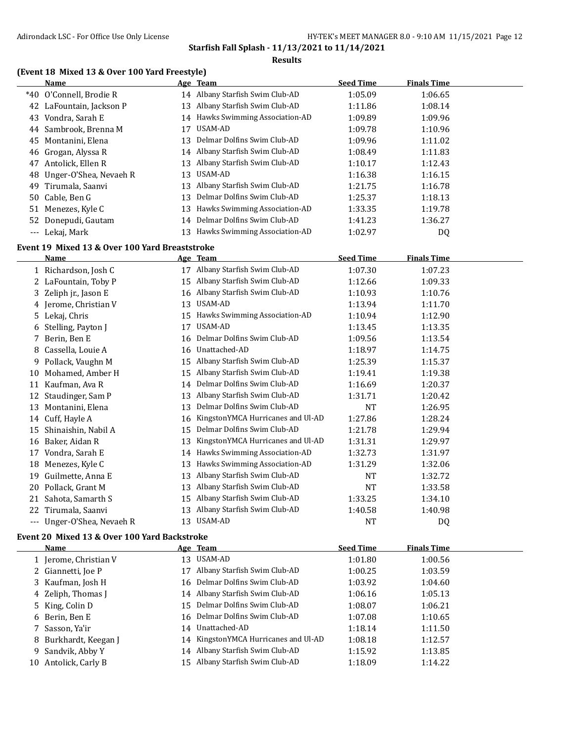## Starfish Fall Splash - 11/13/2021 to 11/14/2021

### Results

### (Event 18 Mixed 13 & Over 100 Yard Freestyle)

| | Name | Age | Team | Seed Time | Finals Time |
|---|---|---|---|---|---|
| *40 | O'Connell, Brodie R | 14 | Albany Starfish Swim Club-AD | 1:05.09 | 1:06.65 |
| 42 | LaFountain, Jackson P | 13 | Albany Starfish Swim Club-AD | 1:11.86 | 1:08.14 |
| 43 | Vondra, Sarah E | 14 | Hawks Swimming Association-AD | 1:09.89 | 1:09.96 |
| 44 | Sambrook, Brenna M | 17 | USAM-AD | 1:09.78 | 1:10.96 |
| 45 | Montanini, Elena | 13 | Delmar Dolfins Swim Club-AD | 1:09.96 | 1:11.02 |
| 46 | Grogan, Alyssa R | 14 | Albany Starfish Swim Club-AD | 1:08.49 | 1:11.83 |
| 47 | Antolick, Ellen R | 13 | Albany Starfish Swim Club-AD | 1:10.17 | 1:12.43 |
| 48 | Unger-O'Shea, Nevaeh R | 13 | USAM-AD | 1:16.38 | 1:16.15 |
| 49 | Tirumala, Saanvi | 13 | Albany Starfish Swim Club-AD | 1:21.75 | 1:16.78 |
| 50 | Cable, Ben G | 13 | Delmar Dolfins Swim Club-AD | 1:25.37 | 1:18.13 |
| 51 | Menezes, Kyle C | 13 | Hawks Swimming Association-AD | 1:33.35 | 1:19.78 |
| 52 | Donepudi, Gautam | 14 | Delmar Dolfins Swim Club-AD | 1:41.23 | 1:36.27 |
| --- | Lekaj, Mark | 13 | Hawks Swimming Association-AD | 1:02.97 | DQ |

### Event 19 Mixed 13 & Over 100 Yard Breaststroke

| | Name | Age | Team | Seed Time | Finals Time |
|---|---|---|---|---|---|
| 1 | Richardson, Josh C | 17 | Albany Starfish Swim Club-AD | 1:07.30 | 1:07.23 |
| 2 | LaFountain, Toby P | 15 | Albany Starfish Swim Club-AD | 1:12.66 | 1:09.33 |
| 3 | Zeliph jr., Jason E | 16 | Albany Starfish Swim Club-AD | 1:10.93 | 1:10.76 |
| 4 | Jerome, Christian V | 13 | USAM-AD | 1:13.94 | 1:11.70 |
| 5 | Lekaj, Chris | 15 | Hawks Swimming Association-AD | 1:10.94 | 1:12.90 |
| 6 | Stelling, Payton J | 17 | USAM-AD | 1:13.45 | 1:13.35 |
| 7 | Berin, Ben E | 16 | Delmar Dolfins Swim Club-AD | 1:09.56 | 1:13.54 |
| 8 | Cassella, Louie A | 16 | Unattached-AD | 1:18.97 | 1:14.75 |
| 9 | Pollack, Vaughn M | 15 | Albany Starfish Swim Club-AD | 1:25.39 | 1:15.37 |
| 10 | Mohamed, Amber H | 15 | Albany Starfish Swim Club-AD | 1:19.41 | 1:19.38 |
| 11 | Kaufman, Ava R | 14 | Delmar Dolfins Swim Club-AD | 1:16.69 | 1:20.37 |
| 12 | Staudinger, Sam P | 13 | Albany Starfish Swim Club-AD | 1:31.71 | 1:20.42 |
| 13 | Montanini, Elena | 13 | Delmar Dolfins Swim Club-AD | NT | 1:26.95 |
| 14 | Cuff, Hayle A | 16 | KingstonYMCA Hurricanes and Ul-AD | 1:27.86 | 1:28.24 |
| 15 | Shinaishin, Nabil A | 15 | Delmar Dolfins Swim Club-AD | 1:21.78 | 1:29.94 |
| 16 | Baker, Aidan R | 13 | KingstonYMCA Hurricanes and Ul-AD | 1:31.31 | 1:29.97 |
| 17 | Vondra, Sarah E | 14 | Hawks Swimming Association-AD | 1:32.73 | 1:31.97 |
| 18 | Menezes, Kyle C | 13 | Hawks Swimming Association-AD | 1:31.29 | 1:32.06 |
| 19 | Guilmette, Anna E | 13 | Albany Starfish Swim Club-AD | NT | 1:32.72 |
| 20 | Pollack, Grant M | 13 | Albany Starfish Swim Club-AD | NT | 1:33.58 |
| 21 | Sahota, Samarth S | 15 | Albany Starfish Swim Club-AD | 1:33.25 | 1:34.10 |
| 22 | Tirumala, Saanvi | 13 | Albany Starfish Swim Club-AD | 1:40.58 | 1:40.98 |
| --- | Unger-O'Shea, Nevaeh R | 13 | USAM-AD | NT | DQ |

### Event 20 Mixed 13 & Over 100 Yard Backstroke

| | Name | Age | Team | Seed Time | Finals Time |
|---|---|---|---|---|---|
| 1 | Jerome, Christian V | 13 | USAM-AD | 1:01.80 | 1:00.56 |
| 2 | Giannetti, Joe P | 17 | Albany Starfish Swim Club-AD | 1:00.25 | 1:03.59 |
| 3 | Kaufman, Josh H | 16 | Delmar Dolfins Swim Club-AD | 1:03.92 | 1:04.60 |
| 4 | Zeliph, Thomas J | 14 | Albany Starfish Swim Club-AD | 1:06.16 | 1:05.13 |
| 5 | King, Colin D | 15 | Delmar Dolfins Swim Club-AD | 1:08.07 | 1:06.21 |
| 6 | Berin, Ben E | 16 | Delmar Dolfins Swim Club-AD | 1:07.08 | 1:10.65 |
| 7 | Sasson, Ya'ir | 14 | Unattached-AD | 1:18.14 | 1:11.50 |
| 8 | Burkhardt, Keegan J | 14 | KingstonYMCA Hurricanes and Ul-AD | 1:08.18 | 1:12.57 |
| 9 | Sandvik, Abby Y | 14 | Albany Starfish Swim Club-AD | 1:15.92 | 1:13.85 |
| 10 | Antolick, Carly B | 15 | Albany Starfish Swim Club-AD | 1:18.09 | 1:14.22 |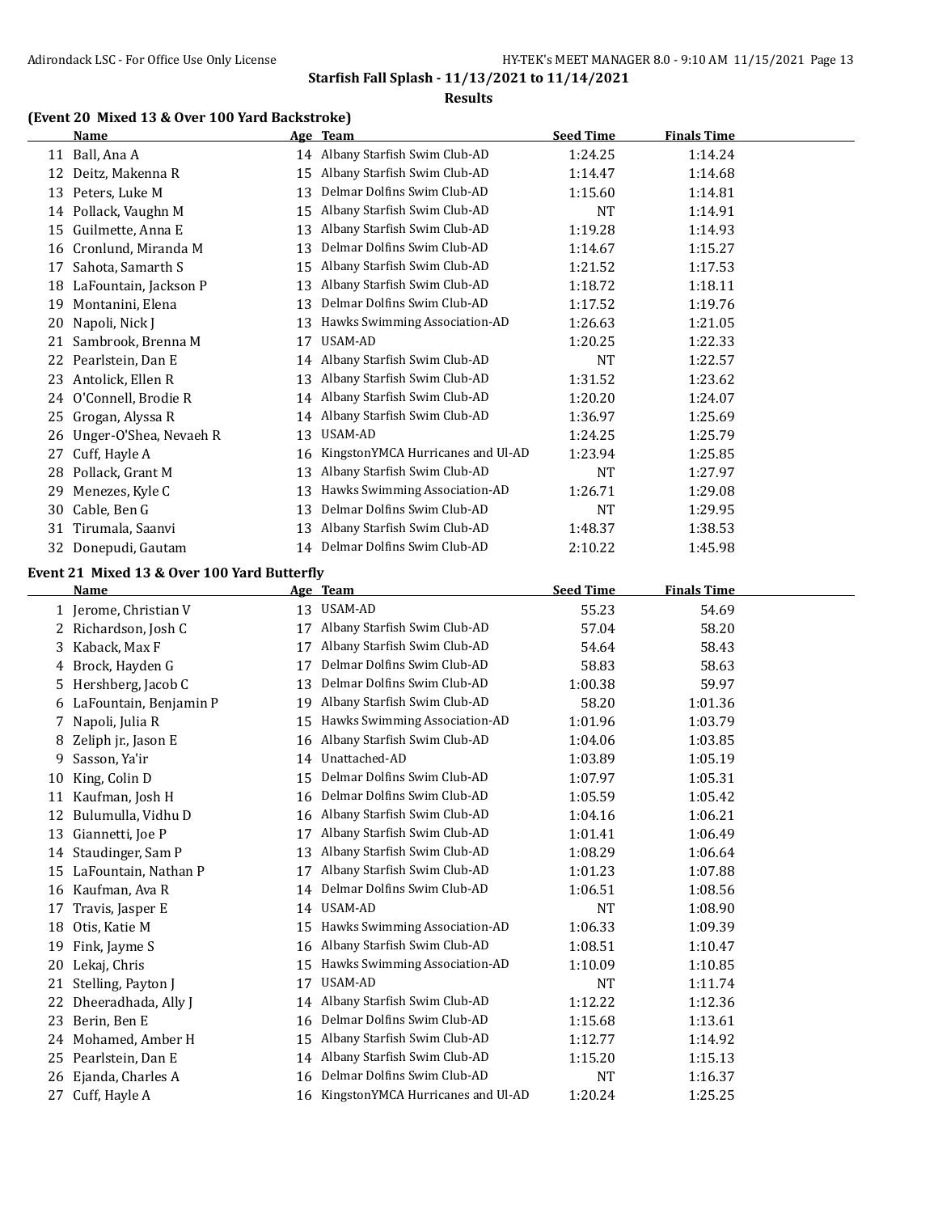## Starfish Fall Splash - 11/13/2021 to 11/14/2021

### Results

### (Event 20 Mixed 13 & Over 100 Yard Backstroke)

| | Name | Age | Team | Seed Time | Finals Time |
|---|---|---|---|---|---|
| 11 | Ball, Ana A | 14 | Albany Starfish Swim Club-AD | 1:24.25 | 1:14.24 |
| 12 | Deitz, Makenna R | 15 | Albany Starfish Swim Club-AD | 1:14.47 | 1:14.68 |
| 13 | Peters, Luke M | 13 | Delmar Dolfins Swim Club-AD | 1:15.60 | 1:14.81 |
| 14 | Pollack, Vaughn M | 15 | Albany Starfish Swim Club-AD | NT | 1:14.91 |
| 15 | Guilmette, Anna E | 13 | Albany Starfish Swim Club-AD | 1:19.28 | 1:14.93 |
| 16 | Cronlund, Miranda M | 13 | Delmar Dolfins Swim Club-AD | 1:14.67 | 1:15.27 |
| 17 | Sahota, Samarth S | 15 | Albany Starfish Swim Club-AD | 1:21.52 | 1:17.53 |
| 18 | LaFountain, Jackson P | 13 | Albany Starfish Swim Club-AD | 1:18.72 | 1:18.11 |
| 19 | Montanini, Elena | 13 | Delmar Dolfins Swim Club-AD | 1:17.52 | 1:19.76 |
| 20 | Napoli, Nick J | 13 | Hawks Swimming Association-AD | 1:26.63 | 1:21.05 |
| 21 | Sambrook, Brenna M | 17 | USAM-AD | 1:20.25 | 1:22.33 |
| 22 | Pearlstein, Dan E | 14 | Albany Starfish Swim Club-AD | NT | 1:22.57 |
| 23 | Antolick, Ellen R | 13 | Albany Starfish Swim Club-AD | 1:31.52 | 1:23.62 |
| 24 | O'Connell, Brodie R | 14 | Albany Starfish Swim Club-AD | 1:20.20 | 1:24.07 |
| 25 | Grogan, Alyssa R | 14 | Albany Starfish Swim Club-AD | 1:36.97 | 1:25.69 |
| 26 | Unger-O'Shea, Nevaeh R | 13 | USAM-AD | 1:24.25 | 1:25.79 |
| 27 | Cuff, Hayle A | 16 | KingstonYMCA Hurricanes and Ul-AD | 1:23.94 | 1:25.85 |
| 28 | Pollack, Grant M | 13 | Albany Starfish Swim Club-AD | NT | 1:27.97 |
| 29 | Menezes, Kyle C | 13 | Hawks Swimming Association-AD | 1:26.71 | 1:29.08 |
| 30 | Cable, Ben G | 13 | Delmar Dolfins Swim Club-AD | NT | 1:29.95 |
| 31 | Tirumala, Saanvi | 13 | Albany Starfish Swim Club-AD | 1:48.37 | 1:38.53 |
| 32 | Donepudi, Gautam | 14 | Delmar Dolfins Swim Club-AD | 2:10.22 | 1:45.98 |

### Event 21 Mixed 13 & Over 100 Yard Butterfly

| | Name | Age | Team | Seed Time | Finals Time |
|---|---|---|---|---|---|
| 1 | Jerome, Christian V | 13 | USAM-AD | 55.23 | 54.69 |
| 2 | Richardson, Josh C | 17 | Albany Starfish Swim Club-AD | 57.04 | 58.20 |
| 3 | Kaback, Max F | 17 | Albany Starfish Swim Club-AD | 54.64 | 58.43 |
| 4 | Brock, Hayden G | 17 | Delmar Dolfins Swim Club-AD | 58.83 | 58.63 |
| 5 | Hershberg, Jacob C | 13 | Delmar Dolfins Swim Club-AD | 1:00.38 | 59.97 |
| 6 | LaFountain, Benjamin P | 19 | Albany Starfish Swim Club-AD | 58.20 | 1:01.36 |
| 7 | Napoli, Julia R | 15 | Hawks Swimming Association-AD | 1:01.96 | 1:03.79 |
| 8 | Zeliph jr., Jason E | 16 | Albany Starfish Swim Club-AD | 1:04.06 | 1:03.85 |
| 9 | Sasson, Ya'ir | 14 | Unattached-AD | 1:03.89 | 1:05.19 |
| 10 | King, Colin D | 15 | Delmar Dolfins Swim Club-AD | 1:07.97 | 1:05.31 |
| 11 | Kaufman, Josh H | 16 | Delmar Dolfins Swim Club-AD | 1:05.59 | 1:05.42 |
| 12 | Bulumulla, Vidhu D | 16 | Albany Starfish Swim Club-AD | 1:04.16 | 1:06.21 |
| 13 | Giannetti, Joe P | 17 | Albany Starfish Swim Club-AD | 1:01.41 | 1:06.49 |
| 14 | Staudinger, Sam P | 13 | Albany Starfish Swim Club-AD | 1:08.29 | 1:06.64 |
| 15 | LaFountain, Nathan P | 17 | Albany Starfish Swim Club-AD | 1:01.23 | 1:07.88 |
| 16 | Kaufman, Ava R | 14 | Delmar Dolfins Swim Club-AD | 1:06.51 | 1:08.56 |
| 17 | Travis, Jasper E | 14 | USAM-AD | NT | 1:08.90 |
| 18 | Otis, Katie M | 15 | Hawks Swimming Association-AD | 1:06.33 | 1:09.39 |
| 19 | Fink, Jayme S | 16 | Albany Starfish Swim Club-AD | 1:08.51 | 1:10.47 |
| 20 | Lekaj, Chris | 15 | Hawks Swimming Association-AD | 1:10.09 | 1:10.85 |
| 21 | Stelling, Payton J | 17 | USAM-AD | NT | 1:11.74 |
| 22 | Dheeradhada, Ally J | 14 | Albany Starfish Swim Club-AD | 1:12.22 | 1:12.36 |
| 23 | Berin, Ben E | 16 | Delmar Dolfins Swim Club-AD | 1:15.68 | 1:13.61 |
| 24 | Mohamed, Amber H | 15 | Albany Starfish Swim Club-AD | 1:12.77 | 1:14.92 |
| 25 | Pearlstein, Dan E | 14 | Albany Starfish Swim Club-AD | 1:15.20 | 1:15.13 |
| 26 | Ejanda, Charles A | 16 | Delmar Dolfins Swim Club-AD | NT | 1:16.37 |
| 27 | Cuff, Hayle A | 16 | KingstonYMCA Hurricanes and Ul-AD | 1:20.24 | 1:25.25 |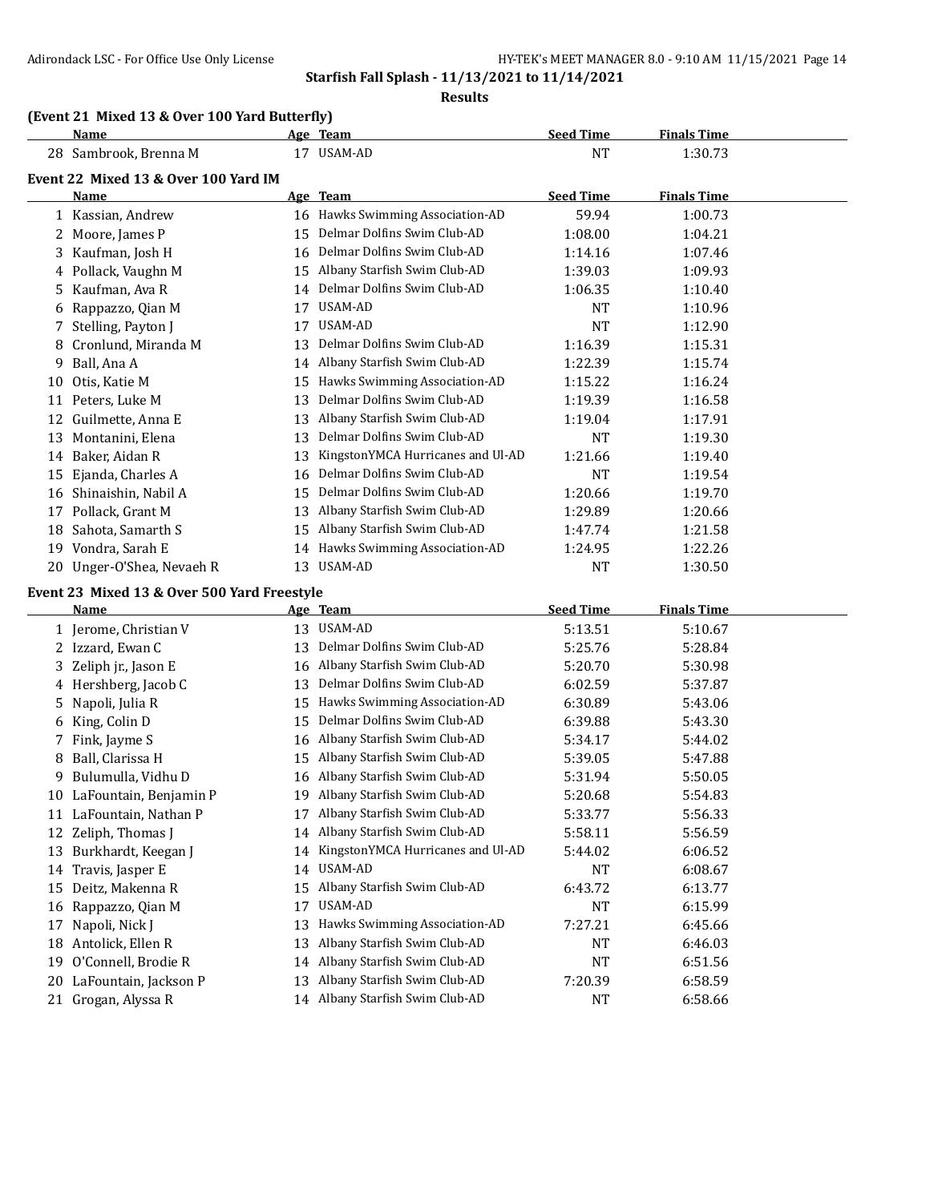**Starfish Fall Splash - 11/13/2021 to 11/14/2021**

**Results**

### (Event 21 Mixed 13 & Over 100 Yard Butterfly)

| | Name | Age | Team | Seed Time | Finals Time |
|---|---|---|---|---|---|
| 28 | Sambrook, Brenna M | 17 | USAM-AD | NT | 1:30.73 |

### Event 22 Mixed 13 & Over 100 Yard IM

| | Name | Age | Team | Seed Time | Finals Time |
|---|---|---|---|---|---|
| 1 | Kassian, Andrew | 16 | Hawks Swimming Association-AD | 59.94 | 1:00.73 |
| 2 | Moore, James P | 15 | Delmar Dolfins Swim Club-AD | 1:08.00 | 1:04.21 |
| 3 | Kaufman, Josh H | 16 | Delmar Dolfins Swim Club-AD | 1:14.16 | 1:07.46 |
| 4 | Pollack, Vaughn M | 15 | Albany Starfish Swim Club-AD | 1:39.03 | 1:09.93 |
| 5 | Kaufman, Ava R | 14 | Delmar Dolfins Swim Club-AD | 1:06.35 | 1:10.40 |
| 6 | Rappazzo, Qian M | 17 | USAM-AD | NT | 1:10.96 |
| 7 | Stelling, Payton J | 17 | USAM-AD | NT | 1:12.90 |
| 8 | Cronlund, Miranda M | 13 | Delmar Dolfins Swim Club-AD | 1:16.39 | 1:15.31 |
| 9 | Ball, Ana A | 14 | Albany Starfish Swim Club-AD | 1:22.39 | 1:15.74 |
| 10 | Otis, Katie M | 15 | Hawks Swimming Association-AD | 1:15.22 | 1:16.24 |
| 11 | Peters, Luke M | 13 | Delmar Dolfins Swim Club-AD | 1:19.39 | 1:16.58 |
| 12 | Guilmette, Anna E | 13 | Albany Starfish Swim Club-AD | 1:19.04 | 1:17.91 |
| 13 | Montanini, Elena | 13 | Delmar Dolfins Swim Club-AD | NT | 1:19.30 |
| 14 | Baker, Aidan R | 13 | KingstonYMCA Hurricanes and Ul-AD | 1:21.66 | 1:19.40 |
| 15 | Ejanda, Charles A | 16 | Delmar Dolfins Swim Club-AD | NT | 1:19.54 |
| 16 | Shinaishin, Nabil A | 15 | Delmar Dolfins Swim Club-AD | 1:20.66 | 1:19.70 |
| 17 | Pollack, Grant M | 13 | Albany Starfish Swim Club-AD | 1:29.89 | 1:20.66 |
| 18 | Sahota, Samarth S | 15 | Albany Starfish Swim Club-AD | 1:47.74 | 1:21.58 |
| 19 | Vondra, Sarah E | 14 | Hawks Swimming Association-AD | 1:24.95 | 1:22.26 |
| 20 | Unger-O'Shea, Nevaeh R | 13 | USAM-AD | NT | 1:30.50 |

### Event 23 Mixed 13 & Over 500 Yard Freestyle

| | Name | Age | Team | Seed Time | Finals Time |
|---|---|---|---|---|---|
| 1 | Jerome, Christian V | 13 | USAM-AD | 5:13.51 | 5:10.67 |
| 2 | Izzard, Ewan C | 13 | Delmar Dolfins Swim Club-AD | 5:25.76 | 5:28.84 |
| 3 | Zeliph jr., Jason E | 16 | Albany Starfish Swim Club-AD | 5:20.70 | 5:30.98 |
| 4 | Hershberg, Jacob C | 13 | Delmar Dolfins Swim Club-AD | 6:02.59 | 5:37.87 |
| 5 | Napoli, Julia R | 15 | Hawks Swimming Association-AD | 6:30.89 | 5:43.06 |
| 6 | King, Colin D | 15 | Delmar Dolfins Swim Club-AD | 6:39.88 | 5:43.30 |
| 7 | Fink, Jayme S | 16 | Albany Starfish Swim Club-AD | 5:34.17 | 5:44.02 |
| 8 | Ball, Clarissa H | 15 | Albany Starfish Swim Club-AD | 5:39.05 | 5:47.88 |
| 9 | Bulumulla, Vidhu D | 16 | Albany Starfish Swim Club-AD | 5:31.94 | 5:50.05 |
| 10 | LaFountain, Benjamin P | 19 | Albany Starfish Swim Club-AD | 5:20.68 | 5:54.83 |
| 11 | LaFountain, Nathan P | 17 | Albany Starfish Swim Club-AD | 5:33.77 | 5:56.33 |
| 12 | Zeliph, Thomas J | 14 | Albany Starfish Swim Club-AD | 5:58.11 | 5:56.59 |
| 13 | Burkhardt, Keegan J | 14 | KingstonYMCA Hurricanes and Ul-AD | 5:44.02 | 6:06.52 |
| 14 | Travis, Jasper E | 14 | USAM-AD | NT | 6:08.67 |
| 15 | Deitz, Makenna R | 15 | Albany Starfish Swim Club-AD | 6:43.72 | 6:13.77 |
| 16 | Rappazzo, Qian M | 17 | USAM-AD | NT | 6:15.99 |
| 17 | Napoli, Nick J | 13 | Hawks Swimming Association-AD | 7:27.21 | 6:45.66 |
| 18 | Antolick, Ellen R | 13 | Albany Starfish Swim Club-AD | NT | 6:46.03 |
| 19 | O'Connell, Brodie R | 14 | Albany Starfish Swim Club-AD | NT | 6:51.56 |
| 20 | LaFountain, Jackson P | 13 | Albany Starfish Swim Club-AD | 7:20.39 | 6:58.59 |
| 21 | Grogan, Alyssa R | 14 | Albany Starfish Swim Club-AD | NT | 6:58.66 |